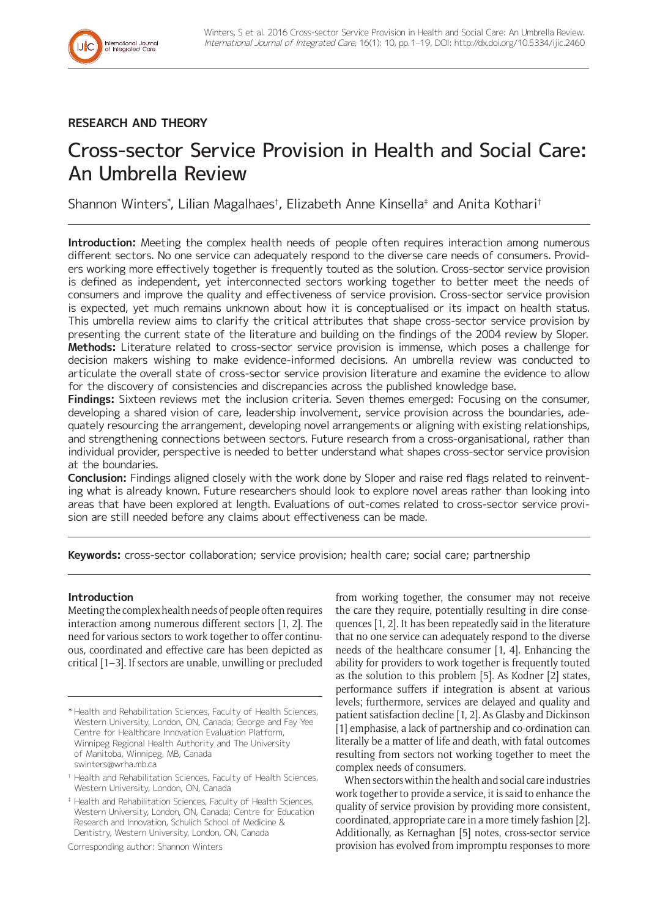**RESEARCH AND THEORY**

# Cross-sector Service Provision in Health and Social Care: An Umbrella Review

Shannon Winters[*], Lilian Magalhaes[†], Elizabeth Anne Kinsella[‡] and Anita Kothari[†]

**Introduction:** Meeting the complex health needs of people often requires interaction among numerous different sectors. No one service can adequately respond to the diverse care needs of consumers. Providers working more effectively together is frequently touted as the solution. Cross-sector service provision is defined as independent, yet interconnected sectors working together to better meet the needs of consumers and improve the quality and effectiveness of service provision. Cross-sector service provision is expected, yet much remains unknown about how it is conceptualised or its impact on health status. This umbrella review aims to clarify the critical attributes that shape cross-sector service provision by presenting the current state of the literature and building on the findings of the 2004 review by Sloper.

**Methods:** Literature related to cross-sector service provision is immense, which poses a challenge for decision makers wishing to make evidence-informed decisions. An umbrella review was conducted to articulate the overall state of cross-sector service provision literature and examine the evidence to allow for the discovery of consistencies and discrepancies across the published knowledge base.

**Findings:** Sixteen reviews met the inclusion criteria. Seven themes emerged: Focusing on the consumer, developing a shared vision of care, leadership involvement, service provision across the boundaries, adequately resourcing the arrangement, developing novel arrangements or aligning with existing relationships, and strengthening connections between sectors. Future research from a cross-organisational, rather than individual provider, perspective is needed to better understand what shapes cross-sector service provision at the boundaries.

**Conclusion:** Findings aligned closely with the work done by Sloper and raise red flags related to reinventing what is already known. Future researchers should look to explore novel areas rather than looking into areas that have been explored at length. Evaluations of out-comes related to cross-sector service provision are still needed before any claims about effectiveness can be made.

**Keywords:** cross-sector collaboration; service provision; health care; social care; partnership

## Introduction

Meeting the complex health needs of people often requires interaction among numerous different sectors [1, 2]. The need for various sectors to work together to offer continuous, coordinated and effective care has been depicted as critical [1–3]. If sectors are unable, unwilling or precluded from working together, the consumer may not receive the care they require, potentially resulting in dire consequences [1, 2]. It has been repeatedly said in the literature that no one service can adequately respond to the diverse needs of the healthcare consumer [1, 4]. Enhancing the ability for providers to work together is frequently touted as the solution to this problem [5]. As Kodner [2] states, performance suffers if integration is absent at various levels; furthermore, services are delayed and quality and patient satisfaction decline [1, 2]. As Glasby and Dickinson [1] emphasise, a lack of partnership and co-ordination can literally be a matter of life and death, with fatal outcomes resulting from sectors not working together to meet the complex needs of consumers.

When sectors within the health and social care industries work together to provide a service, it is said to enhance the quality of service provision by providing more consistent, coordinated, appropriate care in a more timely fashion [2]. Additionally, as Kernaghan [5] notes, cross-sector service provision has evolved from impromptu responses to more

[*] Health and Rehabilitation Sciences, Faculty of Health Sciences, Western University, London, ON, Canada; George and Fay Yee Centre for Healthcare Innovation Evaluation Platform, Winnipeg Regional Health Authority and The University of Manitoba, Winnipeg, MB, Canada
swinters@wrha.mb.ca

[†] Health and Rehabilitation Sciences, Faculty of Health Sciences, Western University, London, ON, Canada

[‡] Health and Rehabilitation Sciences, Faculty of Health Sciences, Western University, London, ON, Canada; Centre for Education Research and Innovation, Schulich School of Medicine & Dentistry, Western University, London, ON, Canada

Corresponding author: Shannon Winters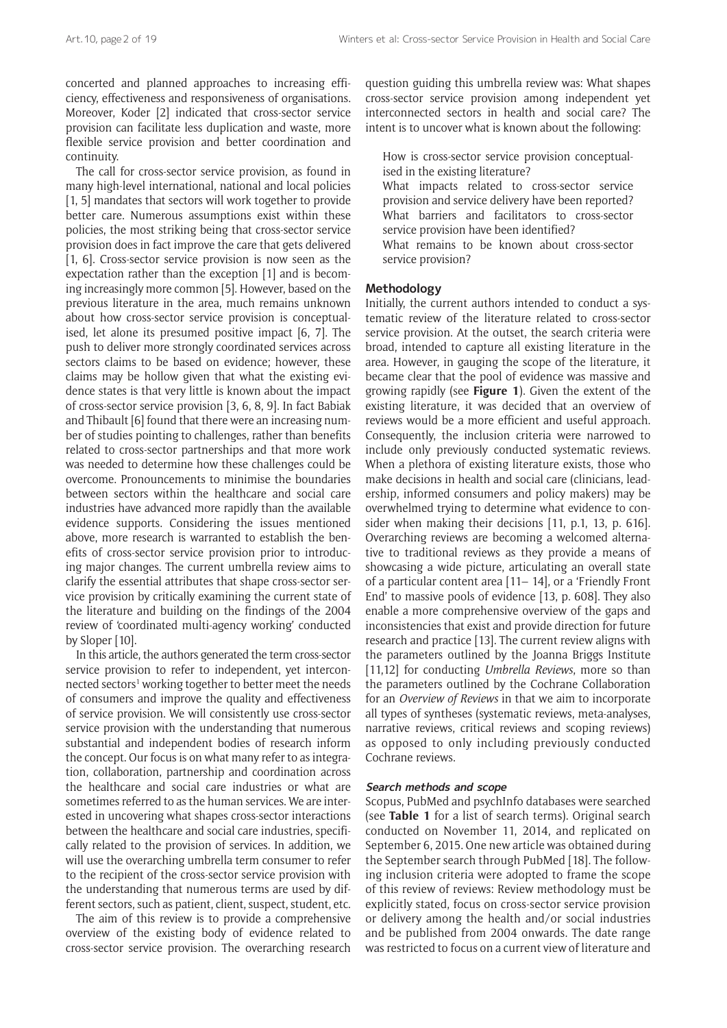concerted and planned approaches to increasing efficiency, effectiveness and responsiveness of organisations. Moreover, Koder [2] indicated that cross-sector service provision can facilitate less duplication and waste, more flexible service provision and better coordination and continuity.

The call for cross-sector service provision, as found in many high-level international, national and local policies [1, 5] mandates that sectors will work together to provide better care. Numerous assumptions exist within these policies, the most striking being that cross-sector service provision does in fact improve the care that gets delivered [1, 6]. Cross-sector service provision is now seen as the expectation rather than the exception [1] and is becoming increasingly more common [5]. However, based on the previous literature in the area, much remains unknown about how cross-sector service provision is conceptualised, let alone its presumed positive impact [6, 7]. The push to deliver more strongly coordinated services across sectors claims to be based on evidence; however, these claims may be hollow given that what the existing evidence states is that very little is known about the impact of cross-sector service provision [3, 6, 8, 9]. In fact Babiak and Thibault [6] found that there were an increasing number of studies pointing to challenges, rather than benefits related to cross-sector partnerships and that more work was needed to determine how these challenges could be overcome. Pronouncements to minimise the boundaries between sectors within the healthcare and social care industries have advanced more rapidly than the available evidence supports. Considering the issues mentioned above, more research is warranted to establish the benefits of cross-sector service provision prior to introducing major changes. The current umbrella review aims to clarify the essential attributes that shape cross-sector service provision by critically examining the current state of the literature and building on the findings of the 2004 review of 'coordinated multi-agency working' conducted by Sloper [10].

In this article, the authors generated the term cross-sector service provision to refer to independent, yet interconnected sectors[1] working together to better meet the needs of consumers and improve the quality and effectiveness of service provision. We will consistently use cross-sector service provision with the understanding that numerous substantial and independent bodies of research inform the concept. Our focus is on what many refer to as integration, collaboration, partnership and coordination across the healthcare and social care industries or what are sometimes referred to as the human services. We are interested in uncovering what shapes cross-sector interactions between the healthcare and social care industries, specifically related to the provision of services. In addition, we will use the overarching umbrella term consumer to refer to the recipient of the cross-sector service provision with the understanding that numerous terms are used by different sectors, such as patient, client, suspect, student, etc.

The aim of this review is to provide a comprehensive overview of the existing body of evidence related to cross-sector service provision. The overarching research question guiding this umbrella review was: What shapes cross-sector service provision among independent yet interconnected sectors in health and social care? The intent is to uncover what is known about the following:

How is cross-sector service provision conceptualised in the existing literature?
What impacts related to cross-sector service provision and service delivery have been reported?
What barriers and facilitators to cross-sector service provision have been identified?
What remains to be known about cross-sector service provision?

## Methodology

Initially, the current authors intended to conduct a systematic review of the literature related to cross-sector service provision. At the outset, the search criteria were broad, intended to capture all existing literature in the area. However, in gauging the scope of the literature, it became clear that the pool of evidence was massive and growing rapidly (see **Figure 1**). Given the extent of the existing literature, it was decided that an overview of reviews would be a more efficient and useful approach. Consequently, the inclusion criteria were narrowed to include only previously conducted systematic reviews. When a plethora of existing literature exists, those who make decisions in health and social care (clinicians, leadership, informed consumers and policy makers) may be overwhelmed trying to determine what evidence to consider when making their decisions [11, p.1, 13, p. 616]. Overarching reviews are becoming a welcomed alternative to traditional reviews as they provide a means of showcasing a wide picture, articulating an overall state of a particular content area [11– 14], or a 'Friendly Front End' to massive pools of evidence [13, p. 608]. They also enable a more comprehensive overview of the gaps and inconsistencies that exist and provide direction for future research and practice [13]. The current review aligns with the parameters outlined by the Joanna Briggs Institute [11,12] for conducting *Umbrella Reviews*, more so than the parameters outlined by the Cochrane Collaboration for an *Overview of Reviews* in that we aim to incorporate all types of syntheses (systematic reviews, meta-analyses, narrative reviews, critical reviews and scoping reviews) as opposed to only including previously conducted Cochrane reviews.

### Search methods and scope

Scopus, PubMed and psychInfo databases were searched (see **Table 1** for a list of search terms). Original search conducted on November 11, 2014, and replicated on September 6, 2015. One new article was obtained during the September search through PubMed [18]. The following inclusion criteria were adopted to frame the scope of this review of reviews: Review methodology must be explicitly stated, focus on cross-sector service provision or delivery among the health and/or social industries and be published from 2004 onwards. The date range was restricted to focus on a current view of literature and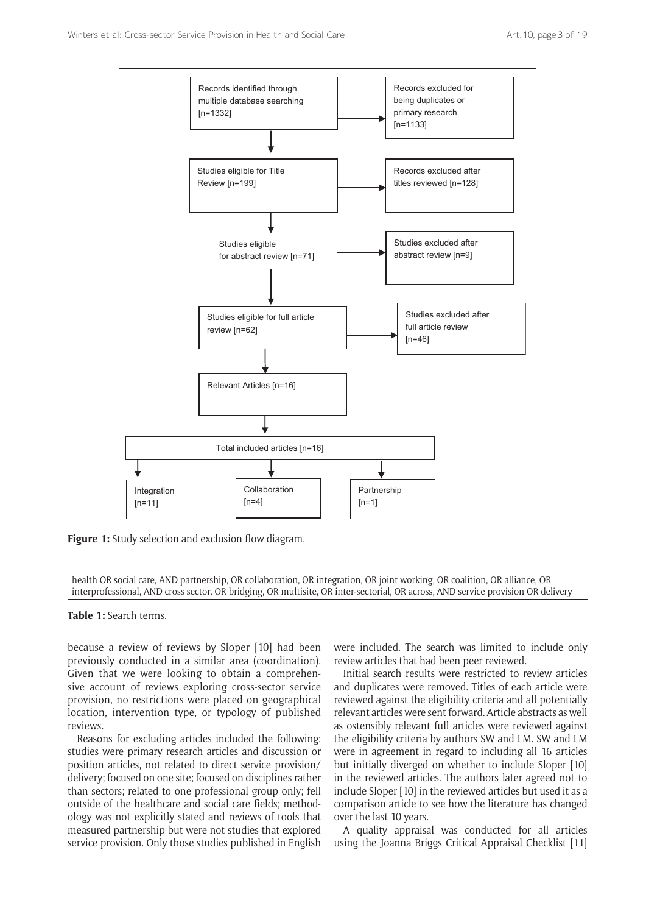Records identified through multiple database searching [n=1332]

Records excluded for being duplicates or primary research [n=1133]

Studies eligible for Title Review [n=199]

Records excluded after titles reviewed [n=128]

Studies eligible for abstract review [n=71]

Studies excluded after abstract review [n=9]

Studies eligible for full article review [n=62]

Studies excluded after full article review [n=46]

Relevant Articles [n=16]

Total included articles [n=16]

Integration [n=11]

Collaboration [n=4]

Partnership [n=1]

**Figure 1:** Study selection and exclusion flow diagram.

| health OR social care, AND partnership, OR collaboration, OR integration, OR joint working, OR coalition, OR alliance, OR interprofessional, AND cross sector, OR bridging, OR multisite, OR inter-sectorial, OR across, AND service provision OR delivery |
|---|

**Table 1:** Search terms.

because a review of reviews by Sloper [10] had been previously conducted in a similar area (coordination). Given that we were looking to obtain a comprehensive account of reviews exploring cross-sector service provision, no restrictions were placed on geographical location, intervention type, or typology of published reviews.

Reasons for excluding articles included the following: studies were primary research articles and discussion or position articles, not related to direct service provision/delivery; focused on one site; focused on disciplines rather than sectors; related to one professional group only; fell outside of the healthcare and social care fields; methodology was not explicitly stated and reviews of tools that measured partnership but were not studies that explored service provision. Only those studies published in English were included. The search was limited to include only review articles that had been peer reviewed.

Initial search results were restricted to review articles and duplicates were removed. Titles of each article were reviewed against the eligibility criteria and all potentially relevant articles were sent forward. Article abstracts as well as ostensibly relevant full articles were reviewed against the eligibility criteria by authors SW and LM. SW and LM were in agreement in regard to including all 16 articles but initially diverged on whether to include Sloper [10] in the reviewed articles. The authors later agreed not to include Sloper [10] in the reviewed articles but used it as a comparison article to see how the literature has changed over the last 10 years.

A quality appraisal was conducted for all articles using the Joanna Briggs Critical Appraisal Checklist [11]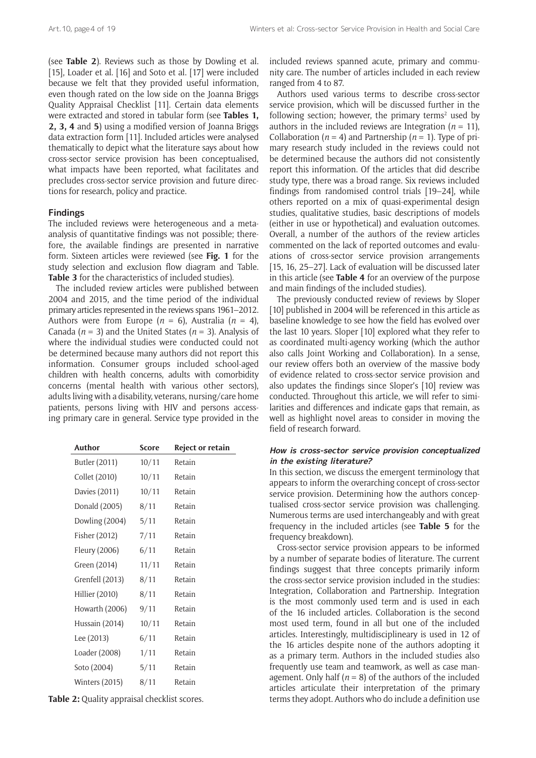(see **Table 2**). Reviews such as those by Dowling et al. [15], Loader et al. [16] and Soto et al. [17] were included because we felt that they provided useful information, even though rated on the low side on the Joanna Briggs Quality Appraisal Checklist [11]. Certain data elements were extracted and stored in tabular form (see **Tables 1, 2, 3, 4** and **5**) using a modified version of Joanna Briggs data extraction form [11]. Included articles were analysed thematically to depict what the literature says about how cross-sector service provision has been conceptualised, what impacts have been reported, what facilitates and precludes cross-sector service provision and future directions for research, policy and practice.

## Findings

The included reviews were heterogeneous and a meta-analysis of quantitative findings was not possible; therefore, the available findings are presented in narrative form. Sixteen articles were reviewed (see **Fig. 1** for the study selection and exclusion flow diagram and Table. **Table 3** for the characteristics of included studies).

The included review articles were published between 2004 and 2015, and the time period of the individual primary articles represented in the reviews spans 1961–2012. Authors were from Europe ($n$ = 6), Australia ($n$ = 4), Canada ($n$ = 3) and the United States ($n$ = 3). Analysis of where the individual studies were conducted could not be determined because many authors did not report this information. Consumer groups included school-aged children with health concerns, adults with comorbidity concerns (mental health with various other sectors), adults living with a disability, veterans, nursing/care home patients, persons living with HIV and persons accessing primary care in general. Service type provided in the included reviews spanned acute, primary and community care. The number of articles included in each review ranged from 4 to 87.

Authors used various terms to describe cross-sector service provision, which will be discussed further in the following section; however, the primary terms[2] used by authors in the included reviews are Integration ($n$ = 11), Collaboration ($n$ = 4) and Partnership ($n$ = 1). Type of primary research study included in the reviews could not be determined because the authors did not consistently report this information. Of the articles that did describe study type, there was a broad range. Six reviews included findings from randomised control trials [19–24], while others reported on a mix of quasi-experimental design studies, qualitative studies, basic descriptions of models (either in use or hypothetical) and evaluation outcomes. Overall, a number of the authors of the review articles commented on the lack of reported outcomes and evaluations of cross-sector service provision arrangements [15, 16, 25–27]. Lack of evaluation will be discussed later in this article (see **Table 4** for an overview of the purpose and main findings of the included studies).

The previously conducted review of reviews by Sloper [10] published in 2004 will be referenced in this article as baseline knowledge to see how the field has evolved over the last 10 years. Sloper [10] explored what they refer to as coordinated multi-agency working (which the author also calls Joint Working and Collaboration). In a sense, our review offers both an overview of the massive body of evidence related to cross-sector service provision and also updates the findings since Sloper's [10] review was conducted. Throughout this article, we will refer to similarities and differences and indicate gaps that remain, as well as highlight novel areas to consider in moving the field of research forward.

| Author | Score | Reject or retain |
|---|---|---|
| Butler (2011) | 10/11 | Retain |
| Collet (2010) | 10/11 | Retain |
| Davies (2011) | 10/11 | Retain |
| Donald (2005) | 8/11 | Retain |
| Dowling (2004) | 5/11 | Retain |
| Fisher (2012) | 7/11 | Retain |
| Fleury (2006) | 6/11 | Retain |
| Green (2014) | 11/11 | Retain |
| Grenfell (2013) | 8/11 | Retain |
| Hillier (2010) | 8/11 | Retain |
| Howarth (2006) | 9/11 | Retain |
| Hussain (2014) | 10/11 | Retain |
| Lee (2013) | 6/11 | Retain |
| Loader (2008) | 1/11 | Retain |
| Soto (2004) | 5/11 | Retain |
| Winters (2015) | 8/11 | Retain |

**Table 2:** Quality appraisal checklist scores.

### *How is cross-sector service provision conceptualized in the existing literature?*

In this section, we discuss the emergent terminology that appears to inform the overarching concept of cross-sector service provision. Determining how the authors conceptualised cross-sector service provision was challenging. Numerous terms are used interchangeably and with great frequency in the included articles (see **Table 5** for the frequency breakdown).

Cross-sector service provision appears to be informed by a number of separate bodies of literature. The current findings suggest that three concepts primarily inform the cross-sector service provision included in the studies: Integration, Collaboration and Partnership. Integration is the most commonly used term and is used in each of the 16 included articles. Collaboration is the second most used term, found in all but one of the included articles. Interestingly, multidisciplineary is used in 12 of the 16 articles despite none of the authors adopting it as a primary term. Authors in the included studies also frequently use team and teamwork, as well as case management. Only half ($n$ = 8) of the authors of the included articles articulate their interpretation of the primary terms they adopt. Authors who do include a definition use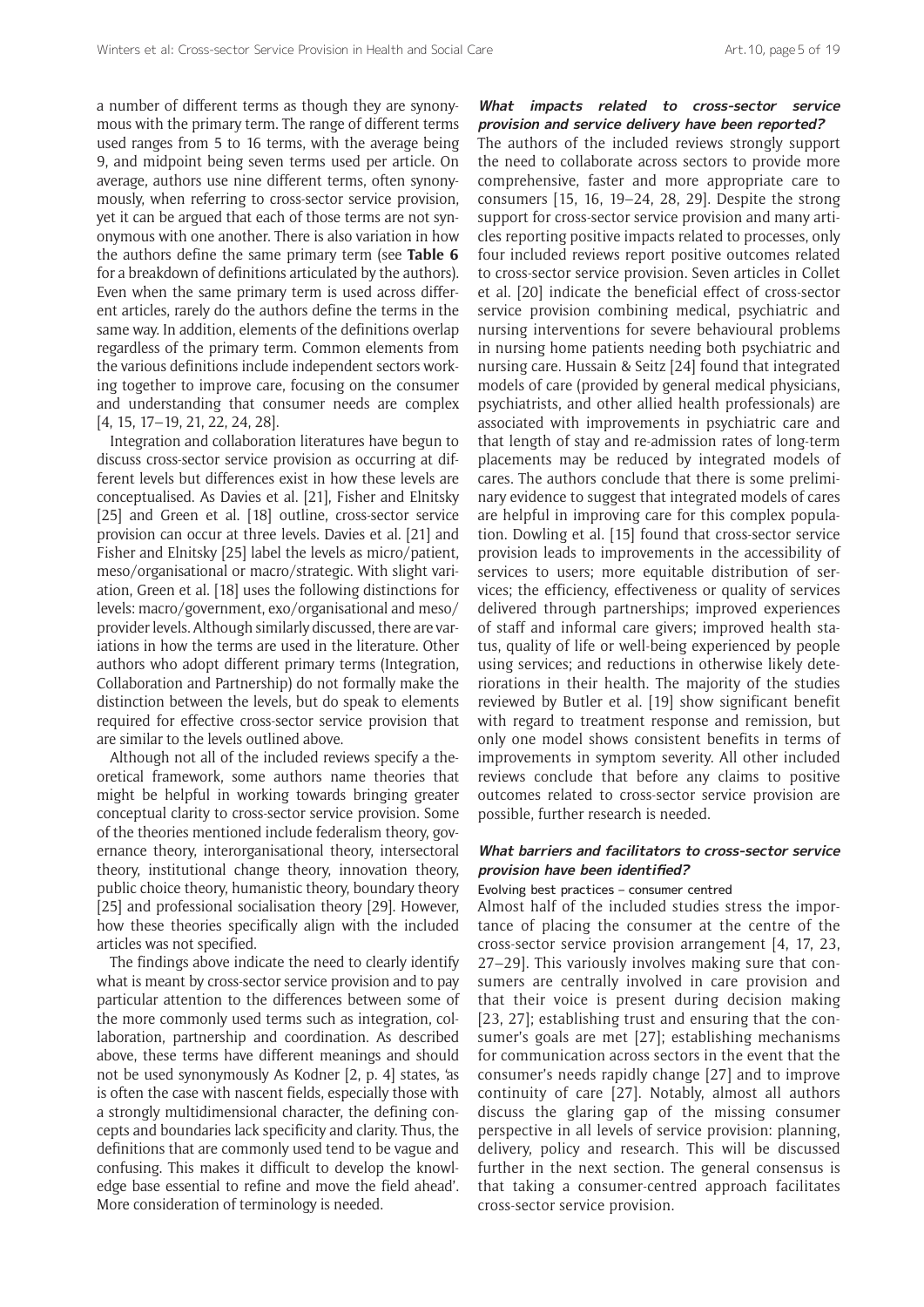a number of different terms as though they are synonymous with the primary term. The range of different terms used ranges from 5 to 16 terms, with the average being 9, and midpoint being seven terms used per article. On average, authors use nine different terms, often synonymously, when referring to cross-sector service provision, yet it can be argued that each of those terms are not synonymous with one another. There is also variation in how the authors define the same primary term (see **Table 6** for a breakdown of definitions articulated by the authors). Even when the same primary term is used across different articles, rarely do the authors define the terms in the same way. In addition, elements of the definitions overlap regardless of the primary term. Common elements from the various definitions include independent sectors working together to improve care, focusing on the consumer and understanding that consumer needs are complex [4, 15, 17–19, 21, 22, 24, 28].

Integration and collaboration literatures have begun to discuss cross-sector service provision as occurring at different levels but differences exist in how these levels are conceptualised. As Davies et al. [21], Fisher and Elnitsky [25] and Green et al. [18] outline, cross-sector service provision can occur at three levels. Davies et al. [21] and Fisher and Elnitsky [25] label the levels as micro/patient, meso/organisational or macro/strategic. With slight variation, Green et al. [18] uses the following distinctions for levels: macro/government, exo/organisational and meso/provider levels. Although similarly discussed, there are variations in how the terms are used in the literature. Other authors who adopt different primary terms (Integration, Collaboration and Partnership) do not formally make the distinction between the levels, but do speak to elements required for effective cross-sector service provision that are similar to the levels outlined above.

Although not all of the included reviews specify a theoretical framework, some authors name theories that might be helpful in working towards bringing greater conceptual clarity to cross-sector service provision. Some of the theories mentioned include federalism theory, governance theory, interorganisational theory, intersectoral theory, institutional change theory, innovation theory, public choice theory, humanistic theory, boundary theory [25] and professional socialisation theory [29]. However, how these theories specifically align with the included articles was not specified.

The findings above indicate the need to clearly identify what is meant by cross-sector service provision and to pay particular attention to the differences between some of the more commonly used terms such as integration, collaboration, partnership and coordination. As described above, these terms have different meanings and should not be used synonymously As Kodner [2, p. 4] states, 'as is often the case with nascent fields, especially those with a strongly multidimensional character, the defining concepts and boundaries lack specificity and clarity. Thus, the definitions that are commonly used tend to be vague and confusing. This makes it difficult to develop the knowledge base essential to refine and move the field ahead'. More consideration of terminology is needed.

### *What impacts related to cross-sector service provision and service delivery have been reported?*

The authors of the included reviews strongly support the need to collaborate across sectors to provide more comprehensive, faster and more appropriate care to consumers [15, 16, 19–24, 28, 29]. Despite the strong support for cross-sector service provision and many articles reporting positive impacts related to processes, only four included reviews report positive outcomes related to cross-sector service provision. Seven articles in Collet et al. [20] indicate the beneficial effect of cross-sector service provision combining medical, psychiatric and nursing interventions for severe behavioural problems in nursing home patients needing both psychiatric and nursing care. Hussain & Seitz [24] found that integrated models of care (provided by general medical physicians, psychiatrists, and other allied health professionals) are associated with improvements in psychiatric care and that length of stay and re-admission rates of long-term placements may be reduced by integrated models of cares. The authors conclude that there is some preliminary evidence to suggest that integrated models of cares are helpful in improving care for this complex population. Dowling et al. [15] found that cross-sector service provision leads to improvements in the accessibility of services to users; more equitable distribution of services; the efficiency, effectiveness or quality of services delivered through partnerships; improved experiences of staff and informal care givers; improved health status, quality of life or well-being experienced by people using services; and reductions in otherwise likely deteriorations in their health. The majority of the studies reviewed by Butler et al. [19] show significant benefit with regard to treatment response and remission, but only one model shows consistent benefits in terms of improvements in symptom severity. All other included reviews conclude that before any claims to positive outcomes related to cross-sector service provision are possible, further research is needed.

### *What barriers and facilitators to cross-sector service provision have been identified?*

#### Evolving best practices – consumer centred

Almost half of the included studies stress the importance of placing the consumer at the centre of the cross-sector service provision arrangement [4, 17, 23, 27–29]. This variously involves making sure that consumers are centrally involved in care provision and that their voice is present during decision making [23, 27]; establishing trust and ensuring that the consumer's goals are met [27]; establishing mechanisms for communication across sectors in the event that the consumer's needs rapidly change [27] and to improve continuity of care [27]. Notably, almost all authors discuss the glaring gap of the missing consumer perspective in all levels of service provision: planning, delivery, policy and research. This will be discussed further in the next section. The general consensus is that taking a consumer-centred approach facilitates cross-sector service provision.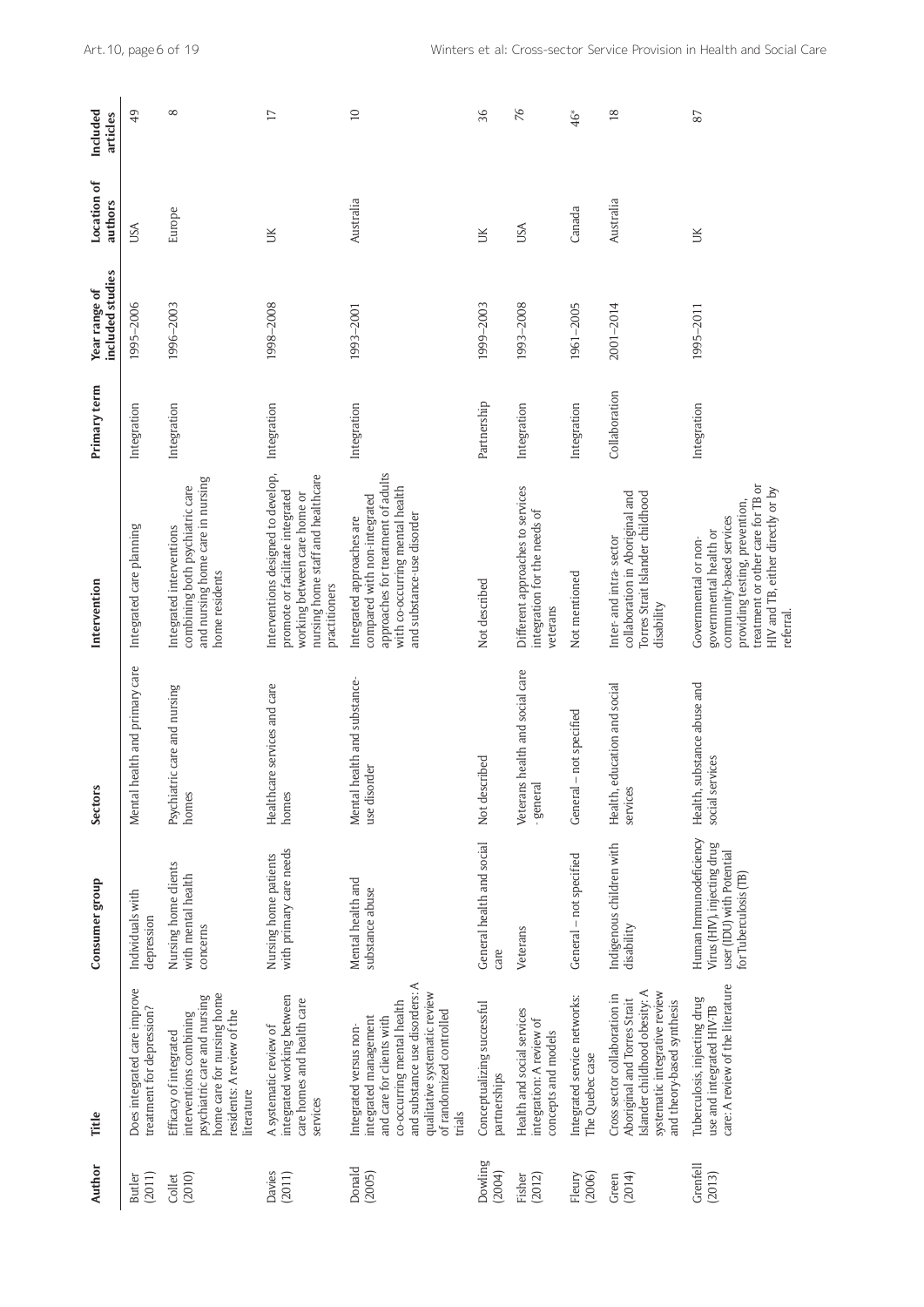| Author | Title | Consumer group | Sectors | Intervention | Primary term | Year range of included studies | Location of authors | Included articles |
|---|---|---|---|---|---|---|---|---|
| Butler (2011) | Does integrated care improve treatment for depression? | Individuals with depression | Mental health and primary care | Integrated care planning | Integration | 1995–2006 | USA | 49 |
| Collet (2010) | Efficacy of integrated interventions combining psychiatric care and nursing home care for nursing home residents: A review of the literature | Nursing home clients with mental health concerns | Psychiatric care and nursing homes | Integrated interventions combining both psychiatric care and nursing home care in nursing home residents | Integration | 1996–2003 | Europe | 8 |
| Davies (2011) | A systematic review of integrated working between care homes and health care services | Nursing home patients with primary care needs | Healthcare services and care homes | Interventions designed to develop, promote or facilitate integrated working between care home or nursing home staff and healthcare practitioners | Integration | 1998–2008 | UK | 17 |
| Donald (2005) | Integrated versus non-integrated management and care for clients with co-occurring mental health and substance use disorders: A qualitative systematic review of randomized controlled trials | Mental health and substance abuse | Mental health and substance-use disorder | Integrated approaches are compared with non-integrated approaches for treatment of adults with co-occurring mental health and substance-use disorder | Integration | 1993–2001 | Australia | 10 |
| Dowling (2004) | Conceptualizing successful partnerships | General health and social care | Not described | Not described | Partnership | 1999–2003 | UK | 36 |
| Fisher (2012) | Health and social services integration: A review of concepts and models | Veterans | Veterans health and social care - general | Different approaches to services integration for the needs of veterans | Integration | 1993–2008 | USA | 76 |
| Fleury (2006) | Integrated service networks: The Quebec case | General – not specified | General – not specified | Not mentioned | Integration | 1961–2005 | Canada | 46* |
| Green (2014) | Cross sector collaboration in Aboriginal and Torres Strait Islander childhood obesity: A systematic integrative review and theory-based synthesis | Indigenous children with disability | Health, education and social services | Inter- and intra- sector collaboration in Aboriginal and Torres Strait Islander childhood disability | Collaboration | 2001–2014 | Australia | 18 |
| Grenfell (2013) | Tuberculosis, injecting drug use and integrated HIV-TB care: A review of the literature | Human Immunodeficiency Virus (HIV), injecting drug user (IDU) with Potential for Tuberculosis (TB) | Health, substance abuse and social services | Governmental or non-governmental health or community-based services providing testing, prevention, treatment or other care for TB or HIV and TB, either directly or by referral. | Integration | 1995–2011 | UK | 87 |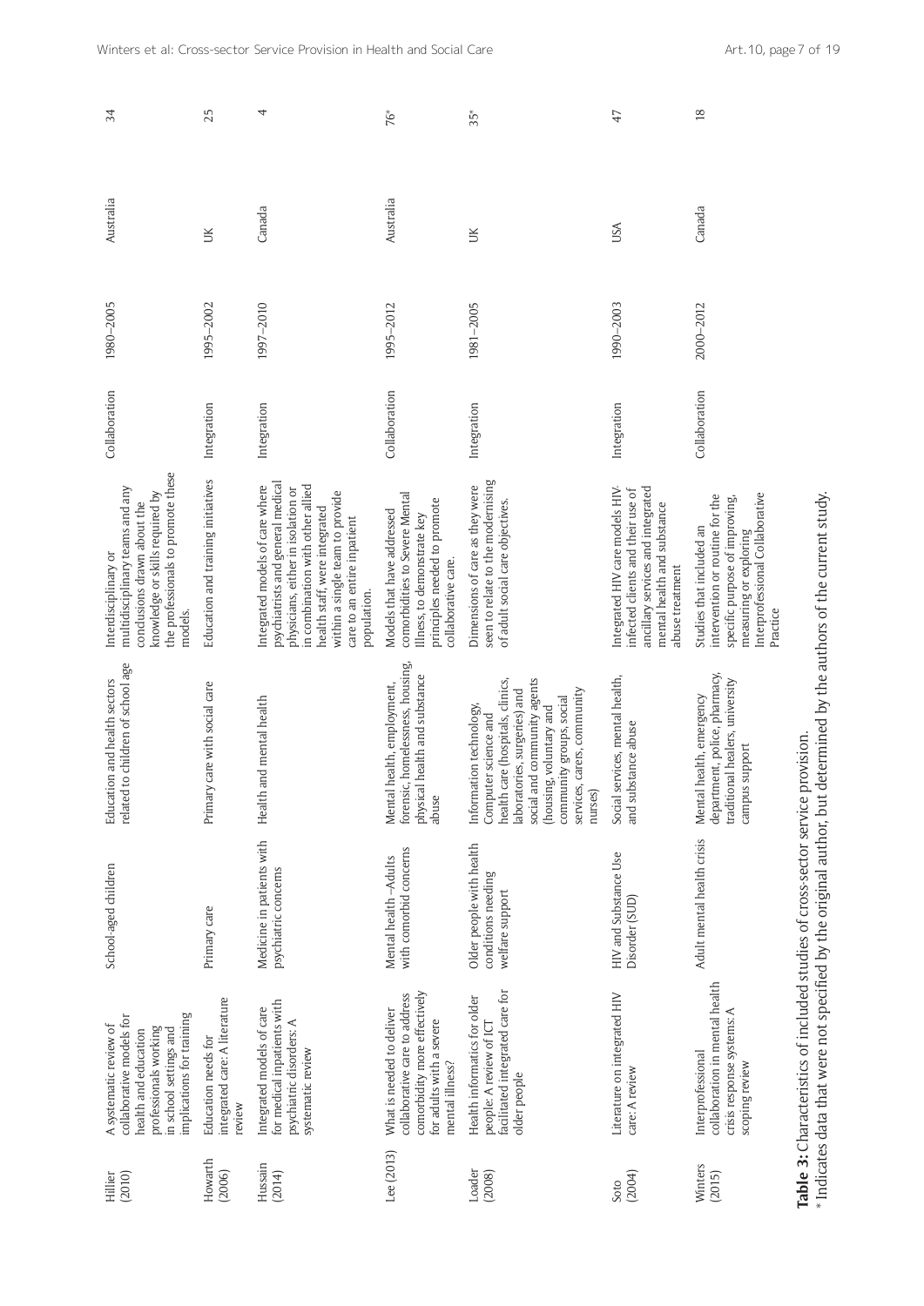| | | | | | | | | |
|---|---|---|---|---|---|---|---|---|
| Hillier (2010) | A systematic review of collaborative models for health and education professionals working in school settings and implications for training | School-aged children | Education and health sectors related to children of school age | Interdisciplinary or multidisciplinary teams and any conclusions drawn about the knowledge or skills required by the professionals to promote these models. | Collaboration | 1980–2005 | Australia | 34 |
| Howarth (2006) | Education needs for integrated care: A literature review | Primary care | Primary care with social care | Education and training initiatives | Integration | 1995–2002 | UK | 25 |
| Hussain (2014) | Integrated models of care for medical inpatients with psychiatric disorders: A systematic review | Medicine in patients with psychiatric concerns | Health and mental health | Integrated models of care where psychiatrists and general medical physicians, either in isolation or in combination with other allied health staff, were integrated within a single team to provide care to an entire inpatient population. | Integration | 1997–2010 | Canada | 4 |
| Lee (2013) | What is needed to deliver collaborative care to address comorbidity more effectively for adults with a severe mental illness? | Mental health –Adults with comorbid concerns | Mental health, employment, forensic, homelessness, housing, physical health and substance abuse | Models that have addressed comorbidities to Severe Mental Illness, to demonstrate key principles needed to promote collaborative care. | Collaboration | 1995–2012 | Australia | 76* |
| Loader (2008) | Health informatics for older people: A review of ICT facilitated integrated care for older people | Older people with health conditions needing welfare support | Information technology, Computer science and health care (hospitals, clinics, laboratories, surgeries) and social and community agents (housing, voluntary and community groups, social services, carers, community nurses) | Dimensions of care as they were seen to relate to the modernising of adult social care objectives. | Integration | 1981–2005 | UK | 35* |
| Soto (2004) | Literature on integrated HIV care: A review | HIV and Substance Use Disorder (SUD) | Social services, mental health, and substance abuse | Integrated HIV care models HIV-infected clients and their use of ancillary services and integrated mental health and substance abuse treatment | Integration | 1990–2003 | USA | 47 |
| Winters (2015) | Interprofessional collaboration in mental health crisis response systems: A scoping review | Adult mental health crisis | Mental health, emergency department, police, pharmacy, traditional healers, university campus support | Studies that included an intervention or routine for the specific purpose of improving, measuring or exploring Interprofessional Collaborative Practice | Collaboration | 2000–2012 | Canada | 18 |

**Table 3:** Characteristics of included studies of cross-sector service provision.
* Indicates data that were not specified by the original author, but determined by the authors of the current study.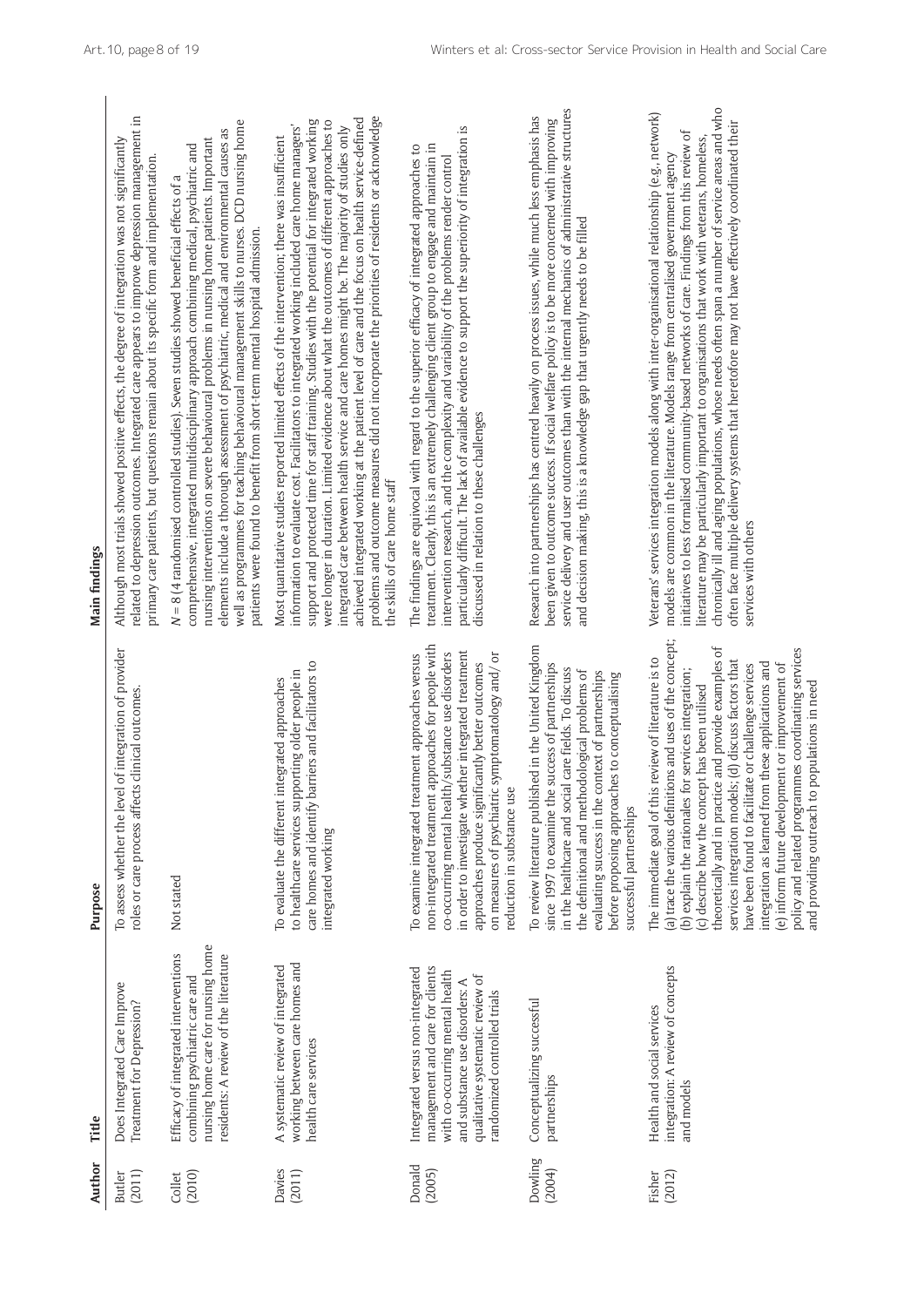| Author | Title | Purpose | Main findings |
|---|---|---|---|
| Butler (2011) | Does Integrated Care Improve Treatment for Depression? | To assess whether the level of integration of provider roles or care process affects clinical outcomes. | Although most trials showed positive effects, the degree of integration was not significantly related to depression outcomes. Integrated care appears to improve depression management in primary care patients, but questions remain about its specific form and implementation. |
| Collet (2010) | Efficacy of integrated interventions combining psychiatric care and nursing home care for nursing home residents: A review of the literature | Not stated | $N = 8$ (4 randomised controlled studies). Seven studies showed beneficial effects of a comprehensive, integrated multidisciplinary approach combining medical, psychiatric and nursing interventions on severe behavioural problems in nursing home patients. Important elements include a thorough assessment of psychiatric, medical and environmental causes as well as programmes for teaching behavioural management skills to nurses. DCD nursing home patients were found to benefit from short-term mental hospital admission. |
| Davies (2011) | A systematic review of integrated working between care homes and health care services | To evaluate the different integrated approaches to healthcare services supporting older people in care homes and identify barriers and facilitators to integrated working | Most quantitative studies reported limited effects of the intervention; there was insufficient information to evaluate cost. Facilitators to integrated working included care home managers' support and protected time for staff training. Studies with the potential for integrated working were longer in duration. Limited evidence about what the outcomes of different approaches to integrated care between health service and care homes might be. The majority of studies only achieved integrated working at the patient level of care and the focus on health service-defined problems and outcome measures did not incorporate the priorities of residents or acknowledge the skills of care home staff |
| Donald (2005) | Integrated versus non-integrated management and care for clients with co-occurring mental health and substance use disorders: A qualitative systematic review of randomized controlled trials | To examine integrated treatment approaches versus non-integrated treatment approaches for people with co-occurring mental health/substance use disorders in order to investigate whether integrated treatment approaches produce significantly better outcomes on measures of psychiatric symptomatology and/or reduction in substance use | The findings are equivocal with regard to the superior efficacy of integrated approaches to treatment. Clearly, this is an extremely challenging client group to engage and maintain in intervention research, and the complexity and variability of the problems render control particularly difficult. The lack of available evidence to support the superiority of integration is discussed in relation to these challenges |
| Dowling (2004) | Conceptualizing successful partnerships | To review literature published in the United Kingdom since 1997 to examine the success of partnerships in the healthcare and social care fields. To discuss the definitional and methodological problems of evaluating success in the context of partnerships before proposing approaches to conceptualising successful partnerships | Research into partnerships has centred heavily on process issues, while much less emphasis has been given to outcome success. If social welfare policy is to be more concerned with improving service delivery and user outcomes than with the internal mechanics of administrative structures and decision making, this is a knowledge gap that urgently needs to be filled |
| Fisher (2012) | Health and social services integration: A review of concepts and models | The immediate goal of this review of literature is to (a) trace the various definitions and uses of the concept; (b) explain the rationales for services integration; (c) describe how the concept has been utilised theoretically and in practice and provide examples of services integration models; (d) discuss factors that have been found to facilitate or challenge services integration as learned from these applications and (e) inform future development or improvement of policy and related programmes coordinating services and providing outreach to populations in need | Veterans' services integration models along with inter-organisational relationship (e.g., network) models are common in the literature. Models range from centralised government agency initiatives to less formalised community-based networks of care. Findings from this review of literature may be particularly important to organisations that work with veterans, homeless, chronically ill and aging populations, whose needs often span a number of service areas and who often face multiple delivery systems that heretofore may not have effectively coordinated their services with others |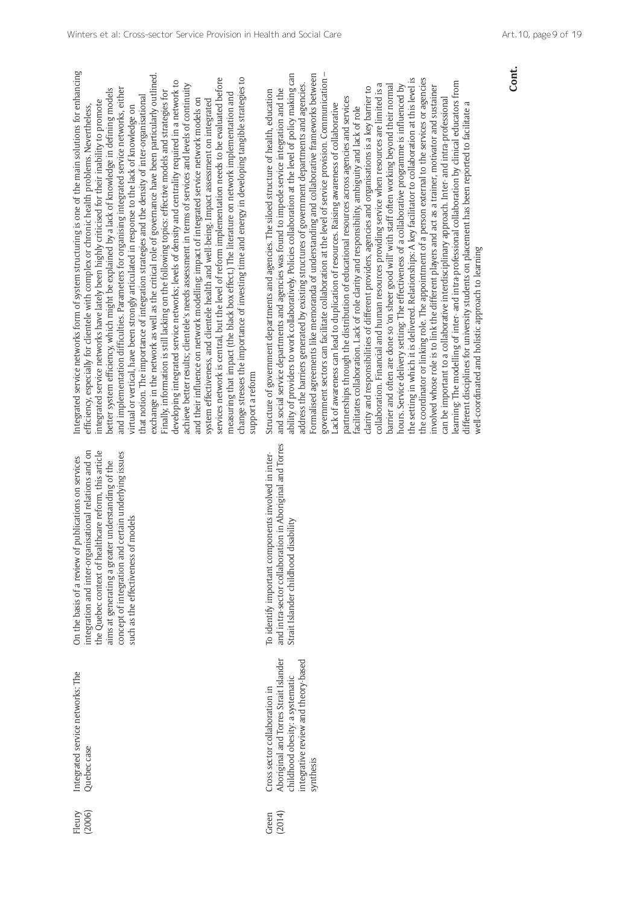| | | | |
|---|---|---|---|
| Fleury (2006) | Integrated service networks: The Quebec case | On the basis of a review of publications on services integration and inter-organisational relations and on the Quebec context of healthcare reform, this article aims at generating a greater understanding of the concept of integration and certain underlying issues such as the effectiveness of models | Integrated service networks form of system structuring is one of the main solutions for enhancing efficiency, especially for clientele with complex or chronic health problems. Nevertheless, integrated service networks have lately been highly criticised for their inability to promote better system efficiency, which might be explained by a lack of knowledge in defining models and implementation difficulties. Parameters for organising integrated service networks, either virtual or vertical, have been strongly articulated in response to the lack of knowledge on that notion. The importance of integration strategies and the density of inter-organisational exchange in the network as well as the critical role of governance have been particularly outlined. Finally, information is still lacking on the following topics: effective models and strategies for developing integrated service networks; levels of density and centrality required in a network to achieve better results; clientele's needs assessment in terms of services and levels of continuity and their influence on network modelling; impact of integrated service network models on system effectiveness, and clientele health and well-being. Impact assessment on integrated services network is central, but the level of reform implementation needs to be evaluated before measuring that impact (the black box effect.) The literature on network implementation and change stresses the importance of investing time and energy in developing tangible strategies to support a reform |
| Green (2014) | Cross sector collaboration in Aboriginal and Torres Strait Islander childhood obesity: a systematic integrative review and theory-based synthesis | To identify important components involved in inter- and intra-sector collaboration in Aboriginal and Torres Strait Islander childhood disability | Structure of government departments and agencies. The siloed structure of health, education and social service departments and agencies was found to impede service integration and the ability of providers to work collaboratively. Policies collaboration at the level of policy making can address the barriers generated by existing structures of government departments and agencies. Formalised agreements like memoranda of understanding and collaborative frameworks between government sectors can facilitate collaboration at the level of service provision. Communication – Lack of awareness can lead to duplication of resources. Raising awareness of collaborative partnerships through the distribution of educational resources across agencies and services facilitates collaboration. Lack of role clarity and responsibility, ambiguity and lack of role clarity and responsibilities of different providers, agencies and organisations is a key barrier to collaboration. Financial and human resources providing service when resources are limited is a barrier and often are done so 'on sheer good will' with staff often working beyond their normal hours. Service delivery setting: The effectiveness of a collaborative programme is influenced by the setting in which it is delivered. Relationships: A key facilitator to collaboration at this level is the coordinator or linking role. The appointment of a person external to the services or agencies involved whose role is to link the different players and act as a trainer, motivator and sustainer can be important to a collaborative interdisciplinary approach. Inter- and intra-professional learning: The modelling of inter- and intra-professional collaboration by clinical educators from different disciplines for university students on placement has been reported to facilitate a well-coordinated and holistic approach to learning |

**Cont.**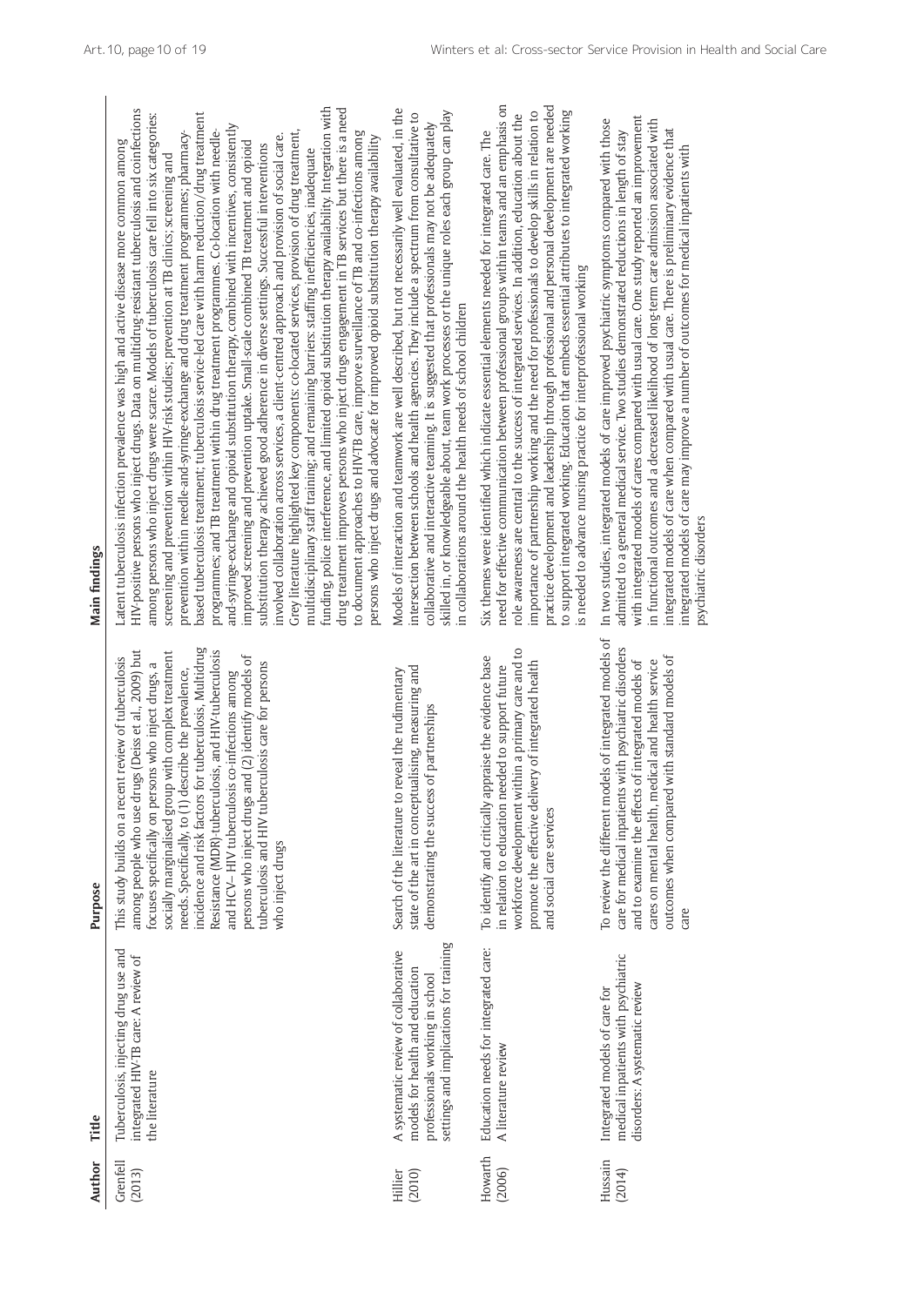| Author | Title | Purpose | Main findings |
|---|---|---|---|
| Grenfell (2013) | Tuberculosis, injecting drug use and integrated HIV-TB care: A review of the literature | This study builds on a recent review of tuberculosis among people who use drugs (Deiss et al., 2009) but focuses specifically on persons who inject drugs, a socially marginalised group with complex treatment needs. Specifically, to (1) describe the prevalence, incidence and risk factors for tuberculosis, Multidrug Resistance (MDR)-tuberculosis, and HIV-tuberculosis and HCV– HIV tuberculosis co-infections among persons who inject drugs and (2) identify models of tuberculosis and HIV tuberculosis care for persons who inject drugs | Latent tuberculosis infection prevalence was high and active disease more common among HIV-positive persons who inject drugs. Data on multidrug-resistant tuberculosis and coinfections among persons who inject drugs were scarce. Models of tuberculosis care fell into six categories: screening and prevention within HIV-risk studies; prevention at TB clinics; screening and prevention within needle-and-syringe-exchange and drug treatment programmes; pharmacy-based tuberculosis treatment; tuberculosis service-led care with harm reduction/drug treatment programmes; and TB treatment within drug treatment programmes. Co-location with needle-and-syringe-exchange and opioid substitution therapy, combined with incentives, consistently improved screening and prevention uptake. Small-scale combined TB treatment and opioid substitution therapy achieved good adherence in diverse settings. Successful interventions involved collaboration across services, a client-centred approach and provision of social care. Grey literature highlighted key components: co-located services, provision of drug treatment, multidisciplinary staff training; and remaining barriers: staffing inefficiencies, inadequate funding, police interference, and limited opioid substitution therapy availability. Integration with drug treatment improves persons who inject drugs engagement in TB services but there is a need to document approaches to HIV-TB care, improve surveillance of TB and co-infections among persons who inject drugs and advocate for improved opioid substitution therapy availability |
| Hillier (2010) | A systematic review of collaborative models for health and education professionals working in school settings and implications for training | Search of the literature to reveal the rudimentary state of the art in conceptualising, measuring and demonstrating the success of partnerships | Models of interaction and teamwork are well described, but not necessarily well evaluated, in the intersection between schools and health agencies. They include a spectrum from consultative to collaborative and interactive teaming. It is suggested that professionals may not be adequately skilled in, or knowledgeable about, team work processes or the unique roles each group can play in collaborations around the health needs of school children |
| Howarth (2006) | Education needs for integrated care: A literature review | To identify and critically appraise the evidence base in relation to education needed to support future workforce development within a primary care and to promote the effective delivery of integrated health and social care services | Six themes were identified which indicate essential elements needed for integrated care. The need for effective communication between professional groups within teams and an emphasis on role awareness are central to the success of integrated services. In addition, education about the importance of partnership working and the need for professionals to develop skills in relation to practice development and leadership through professional and personal development are needed to support integrated working. Education that embeds essential attributes to integrated working is needed to advance nursing practice for interprofessional working |
| Hussain (2014) | Integrated models of care for medical inpatients with psychiatric disorders: A systematic review | To review the different models of integrated models of care for medical inpatients with psychiatric disorders and to examine the effects of integrated models of cares on mental health, medical and health service outcomes when compared with standard models of care | In two studies, integrated models of care improved psychiatric symptoms compared with those admitted to a general medical service. Two studies demonstrated reductions in length of stay with integrated models of cares compared with usual care. One study reported an improvement in functional outcomes and a decreased likelihood of long-term care admission associated with integrated models of care when compared with usual care. There is preliminary evidence that integrated models of care may improve a number of outcomes for medical inpatients with psychiatric disorders |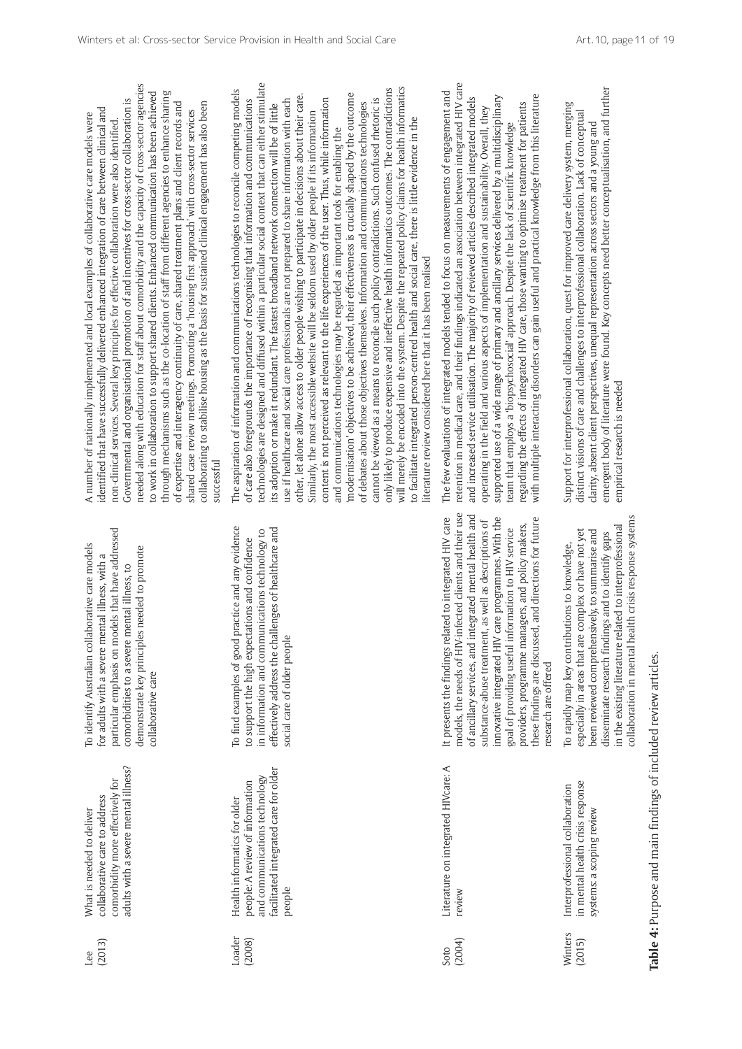| | | | |
|---|---|---|---|
| Lee (2013) | What is needed to deliver collaborative care to address comorbidity more effectively for adults with a severe mental illness? | To identify Australian collaborative care models for adults with a severe mental illness, with a particular emphasis on models that have addressed comorbidities to a severe mental illness, to demonstrate key principles needed to promote collaborative care | A number of nationally implemented and local examples of collaborative care models were identified that have successfully delivered enhanced integration of care between clinical and non-clinical services. Several key principles for effective collaboration were also identified. Governmental and organisational promotion of and incentives for cross-sector collaboration is needed along with education for staff about comorbidity and the capacity of cross-sector agencies to work in collaboration to support shared clients. Enhanced communication has been achieved through mechanisms such as the co-location of staff from different agencies to enhance sharing of expertise and interagency continuity of care, shared treatment plans and client records and shared case review meetings. Promoting a 'housing first approach' with cross-sector services collaborating to stabilise housing as the basis for sustained clinical engagement has also been successful |
| Loader (2008) | Health informatics for older people: A review of information and communications technology facilitated integrated care for older people | To find examples of good practice and any evidence to support the high expectations and confidence in information and communications technology to effectively address the challenges of healthcare and social care of older people | The aspiration of information and communications technologies to reconcile competing models of care also foregrounds the importance of recognising that information and communications technologies are designed and diffused within a particular social context that can either stimulate its adoption or make it redundant. The fastest broadband network connection will be of little use if healthcare and social care professionals are not prepared to share information with each other, let alone allow access to older people wishing to participate in decisions about their care. Similarly, the most accessible website will be seldom used by older people if its information content is not perceived as relevant to the life experiences of the user. Thus, while information and communications technologies may be regarded as important tools for enabling the 'modernisation' objectives to be achieved, their effectiveness is crucially shaped by the outcome of debates about those objectives themselves. Information and communications technologies cannot be viewed as a means to reconcile such policy contradictions. Such confused rhetoric is only likely to produce expensive and ineffective health informatics outcomes. The contradictions will merely be encoded into the system. Despite the repeated policy claims for health informatics to facilitate integrated person-centred health and social care, there is little evidence in the literature review considered here that it has been realised |
| Soto (2004) | Literature on integrated HIVcare: A review | It presents the findings related to integrated HIV care models, the needs of HIV-infected clients and their use of ancillary services, and integrated mental health and substance-abuse treatment, as well as descriptions of innovative integrated HIV care programmes. With the goal of providing useful information to HIV service providers, programme managers, and policy makers, these findings are discussed, and directions for future research are offered | The few evaluations of integrated models tended to focus on measurements of engagement and retention in medical care, and their findings indicated an association between integrated HIV care and increased service utilisation. The majority of reviewed articles described integrated models operating in the field and various aspects of implementation and sustainability. Overall, they supported use of a wide range of primary and ancillary services delivered by a multidisciplinary team that employs a 'biopsychosocial' approach. Despite the lack of scientific knowledge regarding the effects of integrated HIV care, those wanting to optimise treatment for patients with multiple interacting disorders can gain useful and practical knowledge from this literature |
| Winters (2015) | Interprofessional collaboration in mental health crisis response systems: a scoping review | To rapidly map key contributions to knowledge, especially in areas that are complex or have not yet been reviewed comprehensively, to summarise and disseminate research findings and to identify gaps in the existing literature related to interprofessional collaboration in mental health crisis response systems | Support for interprofessional collaboration, quest for improved care delivery system, merging distinct visions of care and challenges to interprofessional collaboration. Lack of conceptual clarity, absent client perspectives, unequal representation across sectors and a young and emergent body of literature were found. Key concepts need better conceptualisation, and further empirical research is needed |

**Table 4:** Purpose and main findings of included review articles.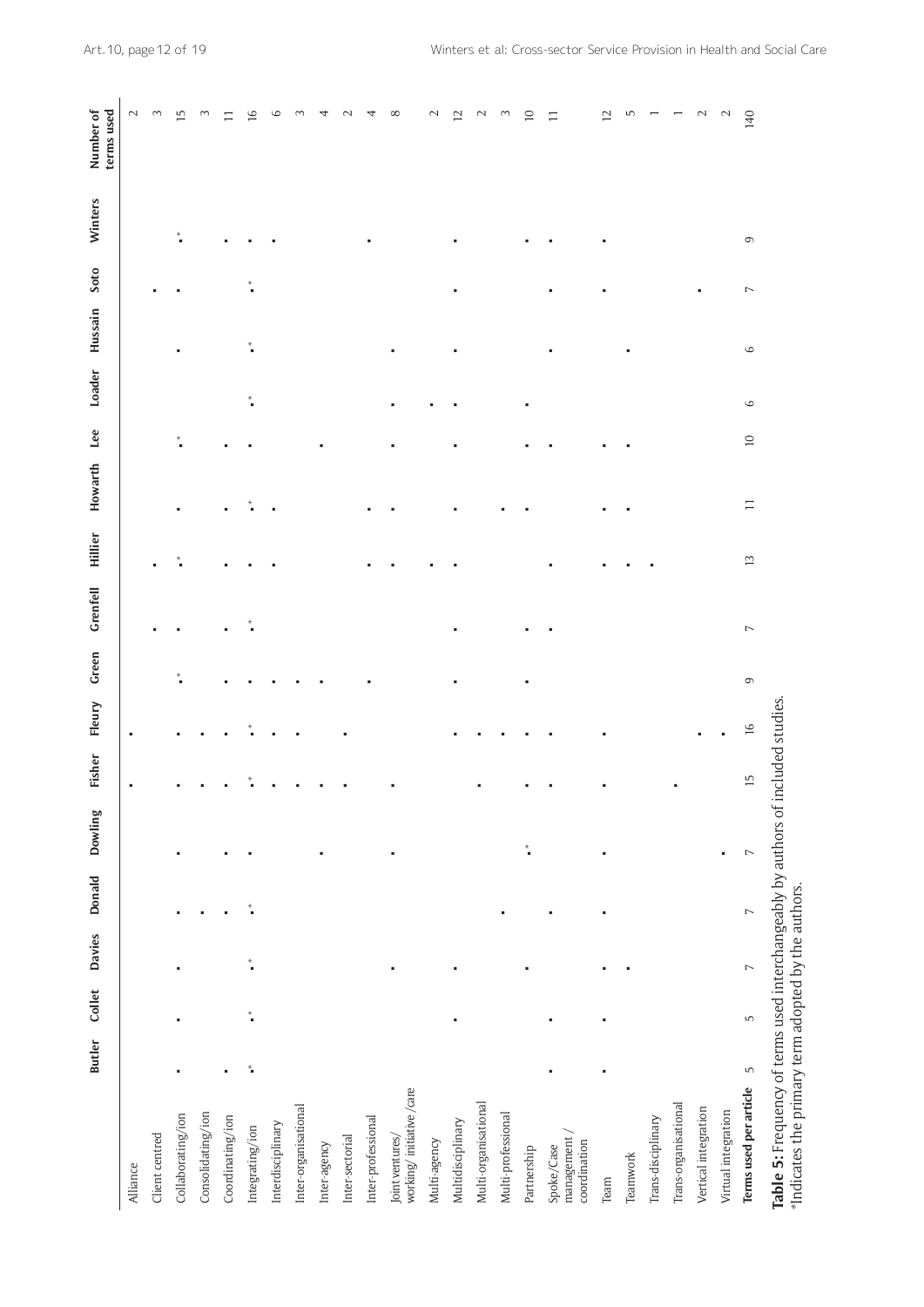| | Butler | Collet | Davies | Donald | Dowling | Fisher | Fleury | Green | Grenfell | Hillier | Howarth | Lee | Loader | Hussain | Soto | Winters | Number of terms used |
|---|---|---|---|---|---|---|---|---|---|---|---|---|---|---|---|---|---|
| Alliance | | | | | | ■ | ■ | | | | | | | | | | 2 |
| Client centred | | | | | | | | | ■ | ■ | | | | | ■ | | 3 |
| Collaborating/ion | ■ | ■ | ■ | ■ | ■ | ■ | ■ | ■* | ■ | ■* | ■ | ■* | | ■ | ■ | ■* | 15 |
| Consolidating/ion | | | | ■ | | ■ | ■ | | | | | | | | | | 3 |
| Coordinating/ion | ■ | | | ■ | ■ | ■ | ■ | ■ | ■ | ■ | ■ | ■ | | | | ■ | 11 |
| Integrating/ion | ■* | ■* | ■* | ■* | ■ | ■* | ■* | ■ | ■* | ■ | ■* | ■ | ■* | ■* | ■* | ■ | 16 |
| Interdisciplinary | | | | | | ■ | ■ | ■ | | ■ | ■ | | | | | ■ | 6 |
| Inter-organisational | | | | | | ■ | ■ | ■ | | | | | | | | | 3 |
| Inter-agency | | | | | ■ | ■ | | ■ | | | | ■ | | | | | 4 |
| Inter-sectorial | | | | | | ■ | ■ | | | | | | | | | | 2 |
| Inter-professional | | | | | | | | ■ | | ■ | ■ | | | | | ■ | 4 |
| Joint ventures/ working/ initiative /care | | | ■ | | ■ | ■ | | | | ■ | ■ | ■ | ■ | ■ | | | 8 |
| Multi-agency | | | | | | | | | | ■ | | | ■ | | | | 2 |
| Multidisciplinary | | ■ | ■ | | | | ■ | ■ | ■ | ■ | ■ | ■ | ■ | ■ | ■ | ■ | 12 |
| Multi-organisational | | | | | | ■ | ■ | | | | | | | | | | 2 |
| Multi-professional | | | | ■ | | | ■ | | | | ■ | | | | | | 3 |
| Partnership | | | ■ | | ■* | ■ | ■ | ■ | ■ | | ■ | ■ | ■ | | | ■ | 10 |
| Spoke/Case management / coordination | ■ | ■ | | ■ | | ■ | ■ | | ■ | ■ | | ■ | | ■ | ■ | ■ | 11 |
| Team | ■ | ■ | ■ | ■ | ■ | ■ | ■ | | | ■ | ■ | ■ | | | ■ | ■ | 12 |
| Teamwork | | | ■ | | | | | | | ■ | ■ | ■ | | ■ | | | 5 |
| Trans-disciplinary | | | | | | | | | | ■ | | | | | | | 1 |
| Trans-organisational | | | | | | ■ | | | | | | | | | | | 1 |
| Vertical integration | | | | | | | ■ | | | | | | | | ■ | | 2 |
| Virtual integration | | | | | ■ | | ■ | | | | | | | | | | 2 |
| **Terms used per article** | 5 | 5 | 7 | 7 | 7 | 15 | 16 | 9 | 7 | 13 | 11 | 10 | 6 | 6 | 7 | 9 | 140 |

**Table 5:** Frequency of terms used interchangeably by authors of included studies.
*Indicates the primary term adopted by the authors.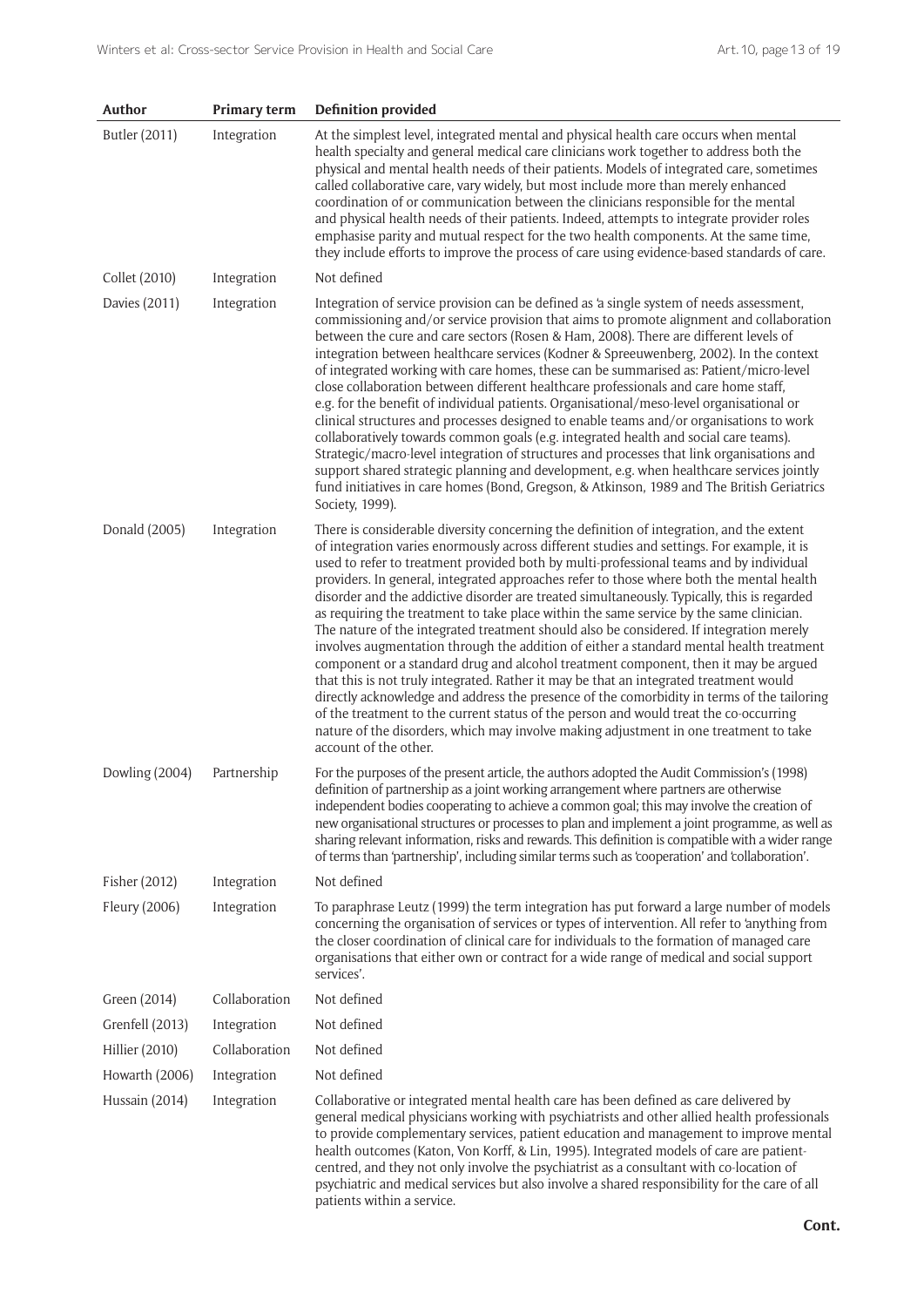| Author | Primary term | Definition provided |
|---|---|---|
| Butler (2011) | Integration | At the simplest level, integrated mental and physical health care occurs when mental health specialty and general medical care clinicians work together to address both the physical and mental health needs of their patients. Models of integrated care, sometimes called collaborative care, vary widely, but most include more than merely enhanced coordination of or communication between the clinicians responsible for the mental and physical health needs of their patients. Indeed, attempts to integrate provider roles emphasise parity and mutual respect for the two health components. At the same time, they include efforts to improve the process of care using evidence-based standards of care. |
| Collet (2010) | Integration | Not defined |
| Davies (2011) | Integration | Integration of service provision can be defined as 'a single system of needs assessment, commissioning and/or service provision that aims to promote alignment and collaboration between the cure and care sectors (Rosen & Ham, 2008). There are different levels of integration between healthcare services (Kodner & Spreeuwenberg, 2002). In the context of integrated working with care homes, these can be summarised as: Patient/micro-level close collaboration between different healthcare professionals and care home staff, e.g. for the benefit of individual patients. Organisational/meso-level organisational or clinical structures and processes designed to enable teams and/or organisations to work collaboratively towards common goals (e.g. integrated health and social care teams). Strategic/macro-level integration of structures and processes that link organisations and support shared strategic planning and development, e.g. when healthcare services jointly fund initiatives in care homes (Bond, Gregson, & Atkinson, 1989 and The British Geriatrics Society, 1999). |
| Donald (2005) | Integration | There is considerable diversity concerning the definition of integration, and the extent of integration varies enormously across different studies and settings. For example, it is used to refer to treatment provided both by multi-professional teams and by individual providers. In general, integrated approaches refer to those where both the mental health disorder and the addictive disorder are treated simultaneously. Typically, this is regarded as requiring the treatment to take place within the same service by the same clinician. The nature of the integrated treatment should also be considered. If integration merely involves augmentation through the addition of either a standard mental health treatment component or a standard drug and alcohol treatment component, then it may be argued that this is not truly integrated. Rather it may be that an integrated treatment would directly acknowledge and address the presence of the comorbidity in terms of the tailoring of the treatment to the current status of the person and would treat the co-occurring nature of the disorders, which may involve making adjustment in one treatment to take account of the other. |
| Dowling (2004) | Partnership | For the purposes of the present article, the authors adopted the Audit Commission's (1998) definition of partnership as a joint working arrangement where partners are otherwise independent bodies cooperating to achieve a common goal; this may involve the creation of new organisational structures or processes to plan and implement a joint programme, as well as sharing relevant information, risks and rewards. This definition is compatible with a wider range of terms than 'partnership', including similar terms such as 'cooperation' and 'collaboration'. |
| Fisher (2012) | Integration | Not defined |
| Fleury (2006) | Integration | To paraphrase Leutz (1999) the term integration has put forward a large number of models concerning the organisation of services or types of intervention. All refer to 'anything from the closer coordination of clinical care for individuals to the formation of managed care organisations that either own or contract for a wide range of medical and social support services'. |
| Green (2014) | Collaboration | Not defined |
| Grenfell (2013) | Integration | Not defined |
| Hillier (2010) | Collaboration | Not defined |
| Howarth (2006) | Integration | Not defined |
| Hussain (2014) | Integration | Collaborative or integrated mental health care has been defined as care delivered by general medical physicians working with psychiatrists and other allied health professionals to provide complementary services, patient education and management to improve mental health outcomes (Katon, Von Korff, & Lin, 1995). Integrated models of care are patient-centred, and they not only involve the psychiatrist as a consultant with co-location of psychiatric and medical services but also involve a shared responsibility for the care of all patients within a service. |

**Cont.**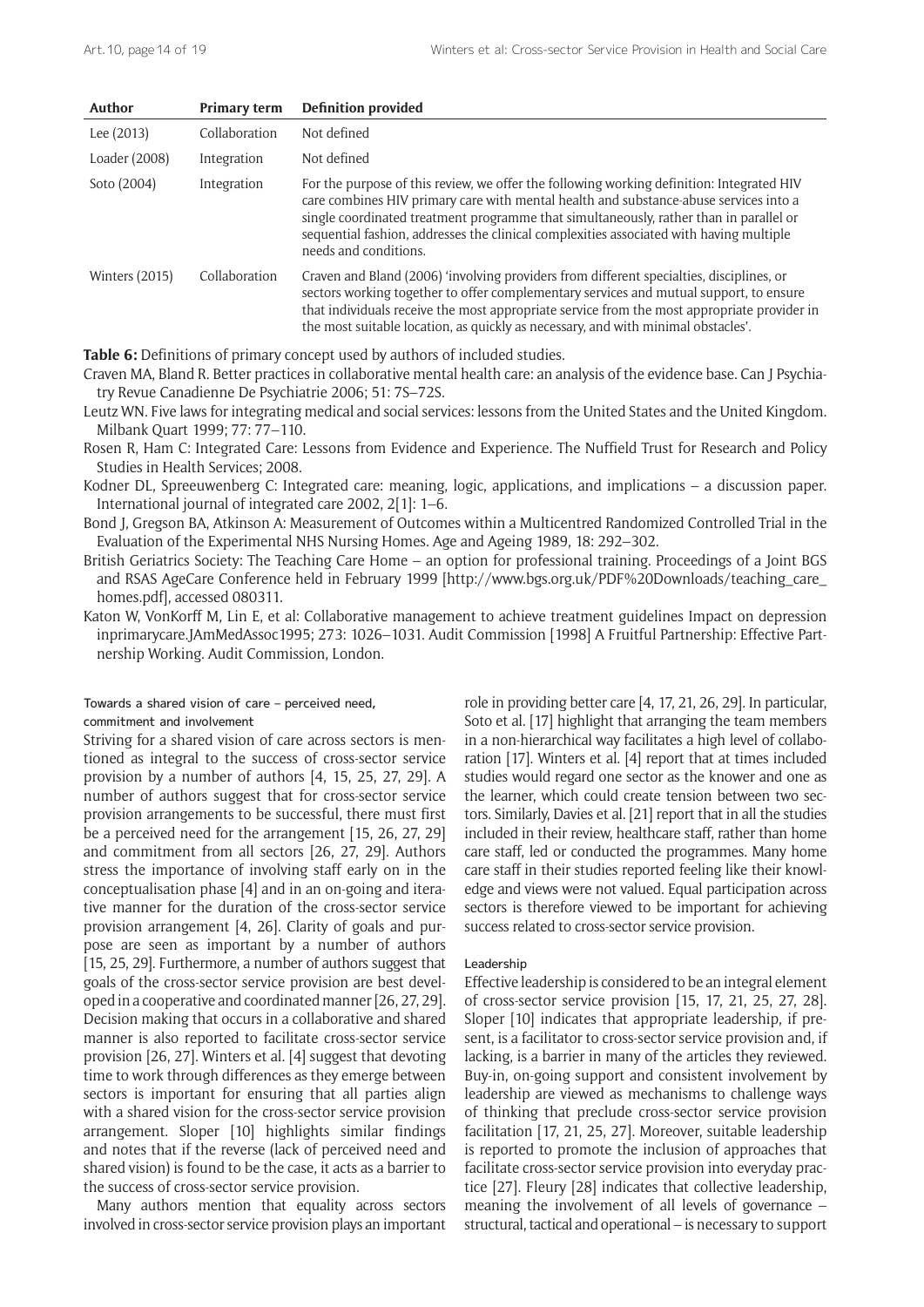| Author | Primary term | Definition provided |
|---|---|---|
| Lee (2013) | Collaboration | Not defined |
| Loader (2008) | Integration | Not defined |
| Soto (2004) | Integration | For the purpose of this review, we offer the following working definition: Integrated HIV care combines HIV primary care with mental health and substance-abuse services into a single coordinated treatment programme that simultaneously, rather than in parallel or sequential fashion, addresses the clinical complexities associated with having multiple needs and conditions. |
| Winters (2015) | Collaboration | Craven and Bland (2006) 'involving providers from different specialties, disciplines, or sectors working together to offer complementary services and mutual support, to ensure that individuals receive the most appropriate service from the most appropriate provider in the most suitable location, as quickly as necessary, and with minimal obstacles'. |

**Table 6:** Definitions of primary concept used by authors of included studies.

Craven MA, Bland R. Better practices in collaborative mental health care: an analysis of the evidence base. Can J Psychiatry Revue Canadienne De Psychiatrie 2006; 51: 7S–72S.

Leutz WN. Five laws for integrating medical and social services: lessons from the United States and the United Kingdom. Milbank Quart 1999; 77: 77–110.

Rosen R, Ham C: Integrated Care: Lessons from Evidence and Experience. The Nuffield Trust for Research and Policy Studies in Health Services; 2008.

Kodner DL, Spreeuwenberg C: Integrated care: meaning, logic, applications, and implications – a discussion paper. International journal of integrated care 2002, 2[1]: 1–6.

Bond J, Gregson BA, Atkinson A: Measurement of Outcomes within a Multicentred Randomized Controlled Trial in the Evaluation of the Experimental NHS Nursing Homes. Age and Ageing 1989, 18: 292–302.

British Geriatrics Society: The Teaching Care Home – an option for professional training. Proceedings of a Joint BGS and RSAS AgeCare Conference held in February 1999 [http://www.bgs.org.uk/PDF%20Downloads/teaching_care_homes.pdf], accessed 080311.

Katon W, VonKorff M, Lin E, et al: Collaborative management to achieve treatment guidelines Impact on depression inprimarycare.JAmMedAssoc1995; 273: 1026–1031. Audit Commission [1998] A Fruitful Partnership: Effective Partnership Working. Audit Commission, London.

#### Towards a shared vision of care – perceived need, commitment and involvement

Striving for a shared vision of care across sectors is mentioned as integral to the success of cross-sector service provision by a number of authors [4, 15, 25, 27, 29]. A number of authors suggest that for cross-sector service provision arrangements to be successful, there must first be a perceived need for the arrangement [15, 26, 27, 29] and commitment from all sectors [26, 27, 29]. Authors stress the importance of involving staff early on in the conceptualisation phase [4] and in an on-going and iterative manner for the duration of the cross-sector service provision arrangement [4, 26]. Clarity of goals and purpose are seen as important by a number of authors [15, 25, 29]. Furthermore, a number of authors suggest that goals of the cross-sector service provision are best developed in a cooperative and coordinated manner [26, 27, 29]. Decision making that occurs in a collaborative and shared manner is also reported to facilitate cross-sector service provision [26, 27]. Winters et al. [4] suggest that devoting time to work through differences as they emerge between sectors is important for ensuring that all parties align with a shared vision for the cross-sector service provision arrangement. Sloper [10] highlights similar findings and notes that if the reverse (lack of perceived need and shared vision) is found to be the case, it acts as a barrier to the success of cross-sector service provision.

Many authors mention that equality across sectors involved in cross-sector service provision plays an important role in providing better care [4, 17, 21, 26, 29]. In particular, Soto et al. [17] highlight that arranging the team members in a non-hierarchical way facilitates a high level of collaboration [17]. Winters et al. [4] report that at times included studies would regard one sector as the knower and one as the learner, which could create tension between two sectors. Similarly, Davies et al. [21] report that in all the studies included in their review, healthcare staff, rather than home care staff, led or conducted the programmes. Many home care staff in their studies reported feeling like their knowledge and views were not valued. Equal participation across sectors is therefore viewed to be important for achieving success related to cross-sector service provision.

#### Leadership

Effective leadership is considered to be an integral element of cross-sector service provision [15, 17, 21, 25, 27, 28]. Sloper [10] indicates that appropriate leadership, if present, is a facilitator to cross-sector service provision and, if lacking, is a barrier in many of the articles they reviewed. Buy-in, on-going support and consistent involvement by leadership are viewed as mechanisms to challenge ways of thinking that preclude cross-sector service provision facilitation [17, 21, 25, 27]. Moreover, suitable leadership is reported to promote the inclusion of approaches that facilitate cross-sector service provision into everyday practice [27]. Fleury [28] indicates that collective leadership, meaning the involvement of all levels of governance – structural, tactical and operational – is necessary to support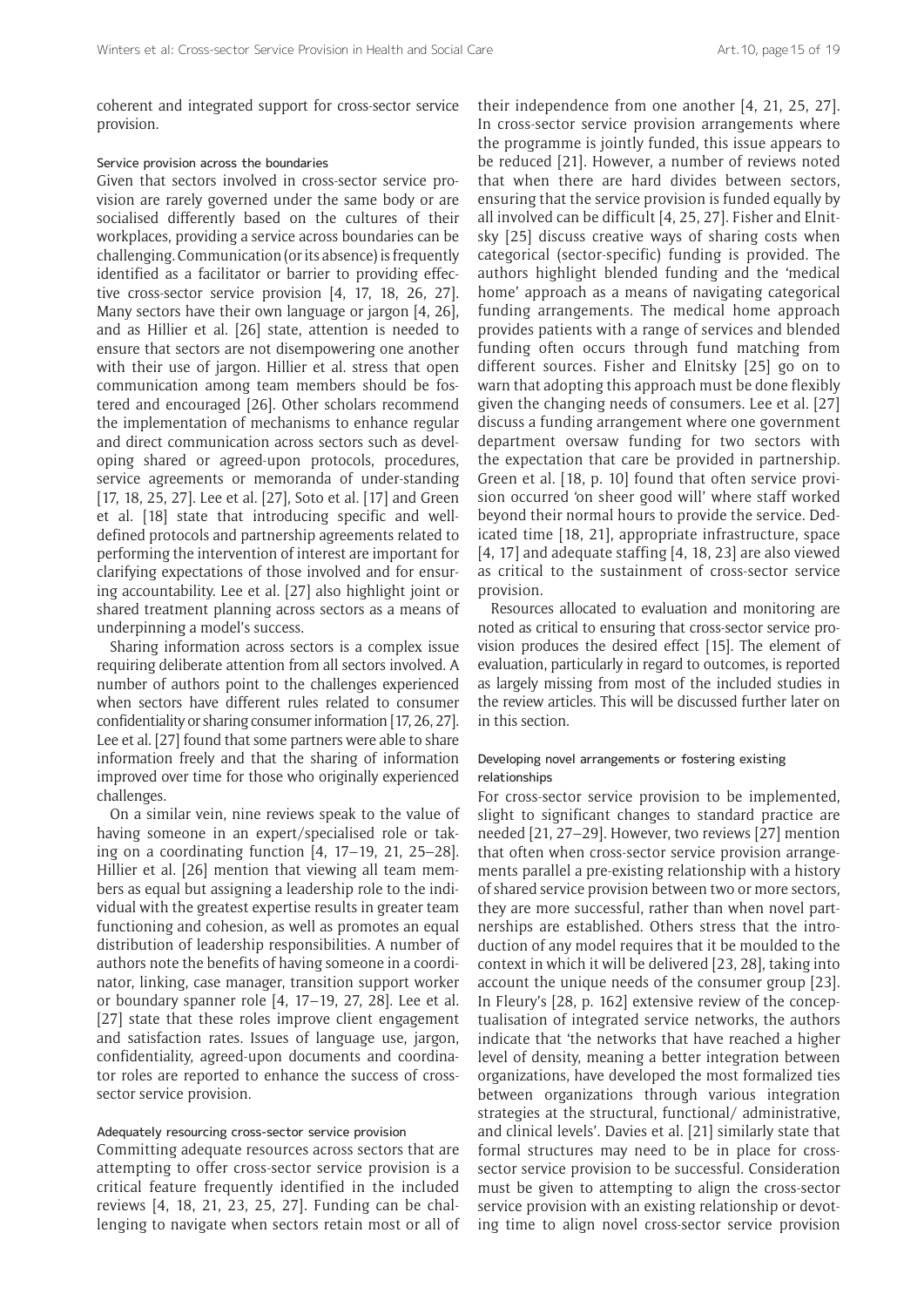coherent and integrated support for cross-sector service provision.

### Service provision across the boundaries

Given that sectors involved in cross-sector service provision are rarely governed under the same body or are socialised differently based on the cultures of their workplaces, providing a service across boundaries can be challenging. Communication (or its absence) is frequently identified as a facilitator or barrier to providing effective cross-sector service provision [4, 17, 18, 26, 27]. Many sectors have their own language or jargon [4, 26], and as Hillier et al. [26] state, attention is needed to ensure that sectors are not disempowering one another with their use of jargon. Hillier et al. stress that open communication among team members should be fostered and encouraged [26]. Other scholars recommend the implementation of mechanisms to enhance regular and direct communication across sectors such as developing shared or agreed-upon protocols, procedures, service agreements or memoranda of under-standing [17, 18, 25, 27]. Lee et al. [27], Soto et al. [17] and Green et al. [18] state that introducing specific and well-defined protocols and partnership agreements related to performing the intervention of interest are important for clarifying expectations of those involved and for ensuring accountability. Lee et al. [27] also highlight joint or shared treatment planning across sectors as a means of underpinning a model's success.

Sharing information across sectors is a complex issue requiring deliberate attention from all sectors involved. A number of authors point to the challenges experienced when sectors have different rules related to consumer confidentiality or sharing consumer information [17, 26, 27]. Lee et al. [27] found that some partners were able to share information freely and that the sharing of information improved over time for those who originally experienced challenges.

On a similar vein, nine reviews speak to the value of having someone in an expert/specialised role or taking on a coordinating function [4, 17–19, 21, 25–28]. Hillier et al. [26] mention that viewing all team members as equal but assigning a leadership role to the individual with the greatest expertise results in greater team functioning and cohesion, as well as promotes an equal distribution of leadership responsibilities. A number of authors note the benefits of having someone in a coordinator, linking, case manager, transition support worker or boundary spanner role [4, 17–19, 27, 28]. Lee et al. [27] state that these roles improve client engagement and satisfaction rates. Issues of language use, jargon, confidentiality, agreed-upon documents and coordinator roles are reported to enhance the success of cross-sector service provision.

### Adequately resourcing cross-sector service provision

Committing adequate resources across sectors that are attempting to offer cross-sector service provision is a critical feature frequently identified in the included reviews [4, 18, 21, 23, 25, 27]. Funding can be challenging to navigate when sectors retain most or all of their independence from one another [4, 21, 25, 27]. In cross-sector service provision arrangements where the programme is jointly funded, this issue appears to be reduced [21]. However, a number of reviews noted that when there are hard divides between sectors, ensuring that the service provision is funded equally by all involved can be difficult [4, 25, 27]. Fisher and Elnitsky [25] discuss creative ways of sharing costs when categorical (sector-specific) funding is provided. The authors highlight blended funding and the 'medical home' approach as a means of navigating categorical funding arrangements. The medical home approach provides patients with a range of services and blended funding often occurs through fund matching from different sources. Fisher and Elnitsky [25] go on to warn that adopting this approach must be done flexibly given the changing needs of consumers. Lee et al. [27] discuss a funding arrangement where one government department oversaw funding for two sectors with the expectation that care be provided in partnership. Green et al. [18, p. 10] found that often service provision occurred 'on sheer good will' where staff worked beyond their normal hours to provide the service. Dedicated time [18, 21], appropriate infrastructure, space [4, 17] and adequate staffing [4, 18, 23] are also viewed as critical to the sustainment of cross-sector service provision.

Resources allocated to evaluation and monitoring are noted as critical to ensuring that cross-sector service provision produces the desired effect [15]. The element of evaluation, particularly in regard to outcomes, is reported as largely missing from most of the included studies in the review articles. This will be discussed further later on in this section.

### Developing novel arrangements or fostering existing relationships

For cross-sector service provision to be implemented, slight to significant changes to standard practice are needed [21, 27–29]. However, two reviews [27] mention that often when cross-sector service provision arrangements parallel a pre-existing relationship with a history of shared service provision between two or more sectors, they are more successful, rather than when novel partnerships are established. Others stress that the introduction of any model requires that it be moulded to the context in which it will be delivered [23, 28], taking into account the unique needs of the consumer group [23]. In Fleury's [28, p. 162] extensive review of the conceptualisation of integrated service networks, the authors indicate that 'the networks that have reached a higher level of density, meaning a better integration between organizations, have developed the most formalized ties between organizations through various integration strategies at the structural, functional/ administrative, and clinical levels'. Davies et al. [21] similarly state that formal structures may need to be in place for cross-sector service provision to be successful. Consideration must be given to attempting to align the cross-sector service provision with an existing relationship or devoting time to align novel cross-sector service provision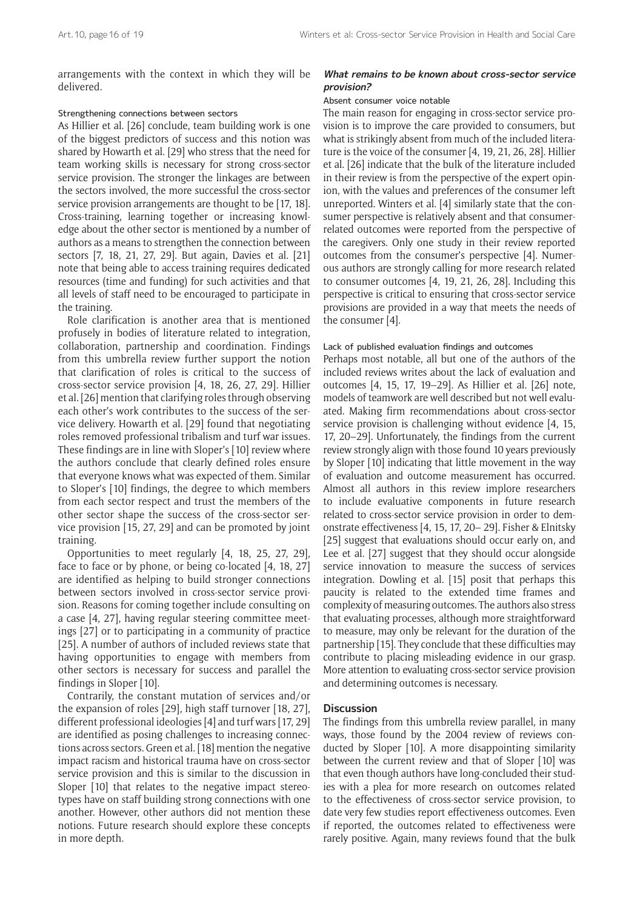arrangements with the context in which they will be delivered.

#### Strengthening connections between sectors

As Hillier et al. [26] conclude, team building work is one of the biggest predictors of success and this notion was shared by Howarth et al. [29] who stress that the need for team working skills is necessary for strong cross-sector service provision. The stronger the linkages are between the sectors involved, the more successful the cross-sector service provision arrangements are thought to be [17, 18]. Cross-training, learning together or increasing knowledge about the other sector is mentioned by a number of authors as a means to strengthen the connection between sectors [7, 18, 21, 27, 29]. But again, Davies et al. [21] note that being able to access training requires dedicated resources (time and funding) for such activities and that all levels of staff need to be encouraged to participate in the training.

Role clarification is another area that is mentioned profusely in bodies of literature related to integration, collaboration, partnership and coordination. Findings from this umbrella review further support the notion that clarification of roles is critical to the success of cross-sector service provision [4, 18, 26, 27, 29]. Hillier et al. [26] mention that clarifying roles through observing each other's work contributes to the success of the service delivery. Howarth et al. [29] found that negotiating roles removed professional tribalism and turf war issues. These findings are in line with Sloper's [10] review where the authors conclude that clearly defined roles ensure that everyone knows what was expected of them. Similar to Sloper's [10] findings, the degree to which members from each sector respect and trust the members of the other sector shape the success of the cross-sector service provision [15, 27, 29] and can be promoted by joint training.

Opportunities to meet regularly [4, 18, 25, 27, 29], face to face or by phone, or being co-located [4, 18, 27] are identified as helping to build stronger connections between sectors involved in cross-sector service provision. Reasons for coming together include consulting on a case [4, 27], having regular steering committee meetings [27] or to participating in a community of practice [25]. A number of authors of included reviews state that having opportunities to engage with members from other sectors is necessary for success and parallel the findings in Sloper [10].

Contrarily, the constant mutation of services and/or the expansion of roles [29], high staff turnover [18, 27], different professional ideologies [4] and turf wars [17, 29] are identified as posing challenges to increasing connections across sectors. Green et al. [18] mention the negative impact racism and historical trauma have on cross-sector service provision and this is similar to the discussion in Sloper [10] that relates to the negative impact stereotypes have on staff building strong connections with one another. However, other authors did not mention these notions. Future research should explore these concepts in more depth.

### *What remains to be known about cross-sector service provision?*

#### Absent consumer voice notable

The main reason for engaging in cross-sector service provision is to improve the care provided to consumers, but what is strikingly absent from much of the included literature is the voice of the consumer [4, 19, 21, 26, 28]. Hillier et al. [26] indicate that the bulk of the literature included in their review is from the perspective of the expert opinion, with the values and preferences of the consumer left unreported. Winters et al. [4] similarly state that the consumer perspective is relatively absent and that consumer-related outcomes were reported from the perspective of the caregivers. Only one study in their review reported outcomes from the consumer's perspective [4]. Numerous authors are strongly calling for more research related to consumer outcomes [4, 19, 21, 26, 28]. Including this perspective is critical to ensuring that cross-sector service provisions are provided in a way that meets the needs of the consumer [4].

#### Lack of published evaluation findings and outcomes

Perhaps most notable, all but one of the authors of the included reviews writes about the lack of evaluation and outcomes [4, 15, 17, 19–29]. As Hillier et al. [26] note, models of teamwork are well described but not well evaluated. Making firm recommendations about cross-sector service provision is challenging without evidence [4, 15, 17, 20–29]. Unfortunately, the findings from the current review strongly align with those found 10 years previously by Sloper [10] indicating that little movement in the way of evaluation and outcome measurement has occurred. Almost all authors in this review implore researchers to include evaluative components in future research related to cross-sector service provision in order to demonstrate effectiveness [4, 15, 17, 20– 29]. Fisher & Elnitsky [25] suggest that evaluations should occur early on, and Lee et al. [27] suggest that they should occur alongside service innovation to measure the success of services integration. Dowling et al. [15] posit that perhaps this paucity is related to the extended time frames and complexity of measuring outcomes. The authors also stress that evaluating processes, although more straightforward to measure, may only be relevant for the duration of the partnership [15]. They conclude that these difficulties may contribute to placing misleading evidence in our grasp. More attention to evaluating cross-sector service provision and determining outcomes is necessary.

## Discussion

The findings from this umbrella review parallel, in many ways, those found by the 2004 review of reviews conducted by Sloper [10]. A more disappointing similarity between the current review and that of Sloper [10] was that even though authors have long-concluded their studies with a plea for more research on outcomes related to the effectiveness of cross-sector service provision, to date very few studies report effectiveness outcomes. Even if reported, the outcomes related to effectiveness were rarely positive. Again, many reviews found that the bulk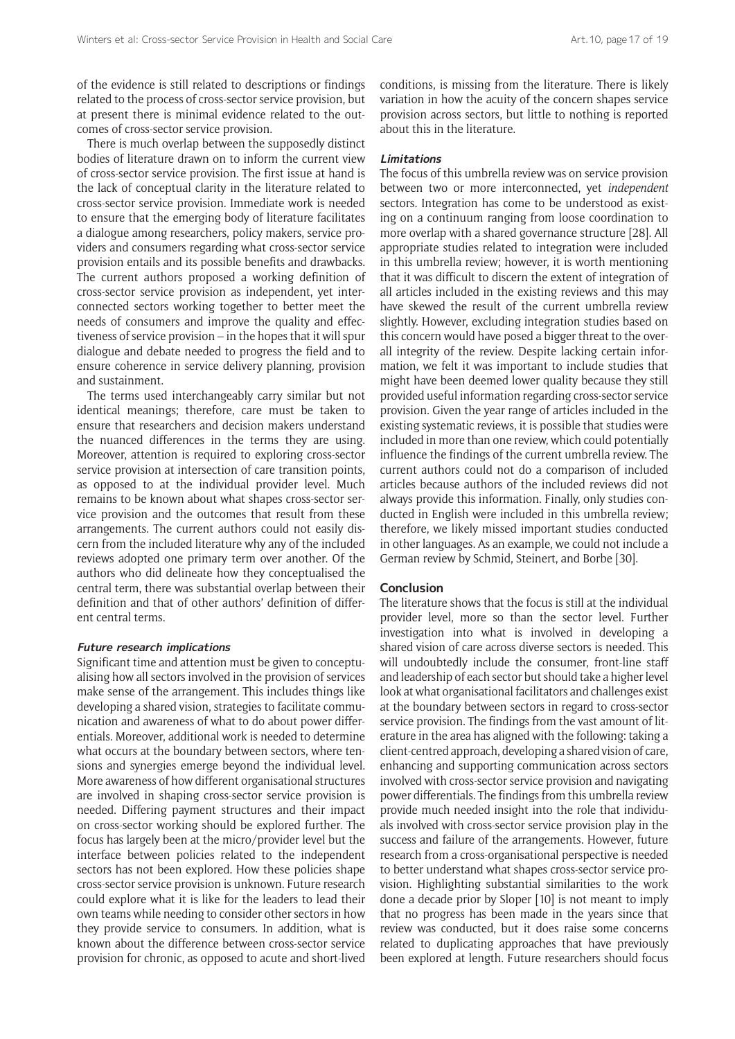of the evidence is still related to descriptions or findings related to the process of cross-sector service provision, but at present there is minimal evidence related to the outcomes of cross-sector service provision.

There is much overlap between the supposedly distinct bodies of literature drawn on to inform the current view of cross-sector service provision. The first issue at hand is the lack of conceptual clarity in the literature related to cross-sector service provision. Immediate work is needed to ensure that the emerging body of literature facilitates a dialogue among researchers, policy makers, service providers and consumers regarding what cross-sector service provision entails and its possible benefits and drawbacks. The current authors proposed a working definition of cross-sector service provision as independent, yet interconnected sectors working together to better meet the needs of consumers and improve the quality and effectiveness of service provision – in the hopes that it will spur dialogue and debate needed to progress the field and to ensure coherence in service delivery planning, provision and sustainment.

The terms used interchangeably carry similar but not identical meanings; therefore, care must be taken to ensure that researchers and decision makers understand the nuanced differences in the terms they are using. Moreover, attention is required to exploring cross-sector service provision at intersection of care transition points, as opposed to at the individual provider level. Much remains to be known about what shapes cross-sector service provision and the outcomes that result from these arrangements. The current authors could not easily discern from the included literature why any of the included reviews adopted one primary term over another. Of the authors who did delineate how they conceptualised the central term, there was substantial overlap between their definition and that of other authors' definition of different central terms.

### *Future research implications*

Significant time and attention must be given to conceptualising how all sectors involved in the provision of services make sense of the arrangement. This includes things like developing a shared vision, strategies to facilitate communication and awareness of what to do about power differentials. Moreover, additional work is needed to determine what occurs at the boundary between sectors, where tensions and synergies emerge beyond the individual level. More awareness of how different organisational structures are involved in shaping cross-sector service provision is needed. Differing payment structures and their impact on cross-sector working should be explored further. The focus has largely been at the micro/provider level but the interface between policies related to the independent sectors has not been explored. How these policies shape cross-sector service provision is unknown. Future research could explore what it is like for the leaders to lead their own teams while needing to consider other sectors in how they provide service to consumers. In addition, what is known about the difference between cross-sector service provision for chronic, as opposed to acute and short-lived conditions, is missing from the literature. There is likely variation in how the acuity of the concern shapes service provision across sectors, but little to nothing is reported about this in the literature.

### *Limitations*

The focus of this umbrella review was on service provision between two or more interconnected, yet *independent* sectors. Integration has come to be understood as existing on a continuum ranging from loose coordination to more overlap with a shared governance structure [28]. All appropriate studies related to integration were included in this umbrella review; however, it is worth mentioning that it was difficult to discern the extent of integration of all articles included in the existing reviews and this may have skewed the result of the current umbrella review slightly. However, excluding integration studies based on this concern would have posed a bigger threat to the overall integrity of the review. Despite lacking certain information, we felt it was important to include studies that might have been deemed lower quality because they still provided useful information regarding cross-sector service provision. Given the year range of articles included in the existing systematic reviews, it is possible that studies were included in more than one review, which could potentially influence the findings of the current umbrella review. The current authors could not do a comparison of included articles because authors of the included reviews did not always provide this information. Finally, only studies conducted in English were included in this umbrella review; therefore, we likely missed important studies conducted in other languages. As an example, we could not include a German review by Schmid, Steinert, and Borbe [30].

## Conclusion

The literature shows that the focus is still at the individual provider level, more so than the sector level. Further investigation into what is involved in developing a shared vision of care across diverse sectors is needed. This will undoubtedly include the consumer, front-line staff and leadership of each sector but should take a higher level look at what organisational facilitators and challenges exist at the boundary between sectors in regard to cross-sector service provision. The findings from the vast amount of literature in the area has aligned with the following: taking a client-centred approach, developing a shared vision of care, enhancing and supporting communication across sectors involved with cross-sector service provision and navigating power differentials. The findings from this umbrella review provide much needed insight into the role that individuals involved with cross-sector service provision play in the success and failure of the arrangements. However, future research from a cross-organisational perspective is needed to better understand what shapes cross-sector service provision. Highlighting substantial similarities to the work done a decade prior by Sloper [10] is not meant to imply that no progress has been made in the years since that review was conducted, but it does raise some concerns related to duplicating approaches that have previously been explored at length. Future researchers should focus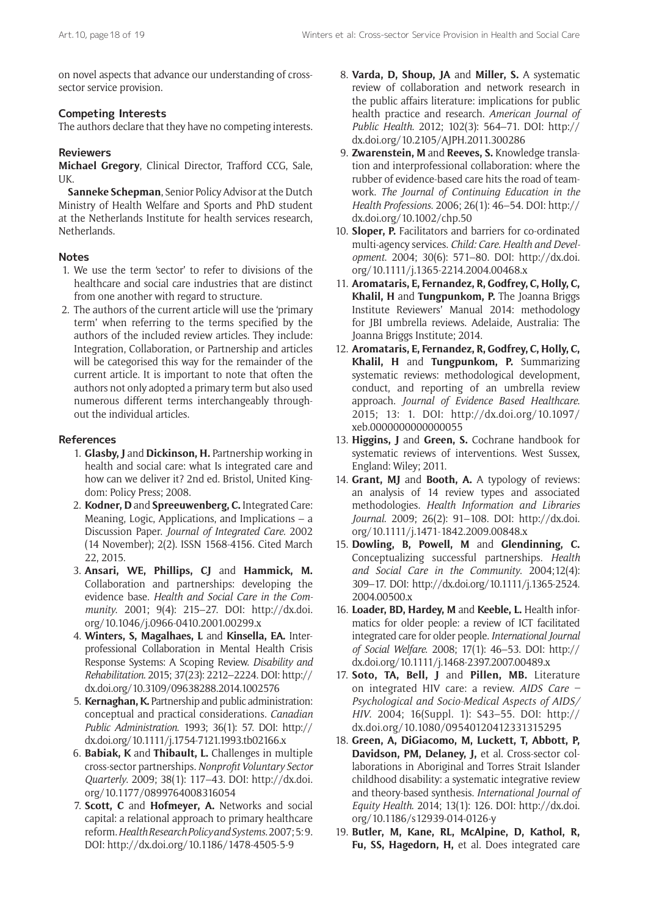on novel aspects that advance our understanding of cross-sector service provision.

### Competing Interests

The authors declare that they have no competing interests.

### Reviewers

**Michael Gregory**, Clinical Director, Trafford CCG, Sale, UK.

**Sanneke Schepman**, Senior Policy Advisor at the Dutch Ministry of Health Welfare and Sports and PhD student at the Netherlands Institute for health services research, Netherlands.

### Notes

1. We use the term 'sector' to refer to divisions of the healthcare and social care industries that are distinct from one another with regard to structure.
2. The authors of the current article will use the 'primary term' when referring to the terms specified by the authors of the included review articles. They include: Integration, Collaboration, or Partnership and articles will be categorised this way for the remainder of the current article. It is important to note that often the authors not only adopted a primary term but also used numerous different terms interchangeably throughout the individual articles.

### References

1. **Glasby, J** and **Dickinson, H.** Partnership working in health and social care: what Is integrated care and how can we deliver it? 2nd ed. Bristol, United Kingdom: Policy Press; 2008.
2. **Kodner, D** and **Spreeuwenberg, C.** Integrated Care: Meaning, Logic, Applications, and Implications – a Discussion Paper. *Journal of Integrated Care.* 2002 (14 November); 2(2). ISSN 1568-4156. Cited March 22, 2015.
3. **Ansari, WE, Phillips, CJ** and **Hammick, M.** Collaboration and partnerships: developing the evidence base. *Health and Social Care in the Community.* 2001; 9(4): 215–27. DOI: http://dx.doi.org/10.1046/j.0966-0410.2001.00299.x
4. **Winters, S, Magalhaes, L** and **Kinsella, EA.** Interprofessional Collaboration in Mental Health Crisis Response Systems: A Scoping Review. *Disability and Rehabilitation.* 2015; 37(23): 2212–2224. DOI: http://dx.doi.org/10.3109/09638288.2014.1002576
5. **Kernaghan, K.** Partnership and public administration: conceptual and practical considerations. *Canadian Public Administration.* 1993; 36(1): 57. DOI: http://dx.doi.org/10.1111/j.1754-7121.1993.tb02166.x
6. **Babiak, K** and **Thibault, L.** Challenges in multiple cross-sector partnerships. *Nonprofit Voluntary Sector Quarterly.* 2009; 38(1): 117–43. DOI: http://dx.doi.org/10.1177/0899764008316054
7. **Scott, C** and **Hofmeyer, A.** Networks and social capital: a relational approach to primary healthcare reform. *Health Research Policy and Systems.* 2007; 5: 9. DOI: http://dx.doi.org/10.1186/1478-4505-5-9
8. **Varda, D, Shoup, JA** and **Miller, S.** A systematic review of collaboration and network research in the public affairs literature: implications for public health practice and research. *American Journal of Public Health.* 2012; 102(3): 564–71. DOI: http://dx.doi.org/10.2105/AJPH.2011.300286
9. **Zwarenstein, M** and **Reeves, S.** Knowledge translation and interprofessional collaboration: where the rubber of evidence-based care hits the road of teamwork. *The Journal of Continuing Education in the Health Professions.* 2006; 26(1): 46–54. DOI: http://dx.doi.org/10.1002/chp.50
10. **Sloper, P.** Facilitators and barriers for co-ordinated multi-agency services. *Child: Care. Health and Development.* 2004; 30(6): 571–80. DOI: http://dx.doi.org/10.1111/j.1365-2214.2004.00468.x
11. **Aromataris, E, Fernandez, R, Godfrey, C, Holly, C, Khalil, H** and **Tungpunkom, P.** The Joanna Briggs Institute Reviewers' Manual 2014: methodology for JBI umbrella reviews. Adelaide, Australia: The Joanna Briggs Institute; 2014.
12. **Aromataris, E, Fernandez, R, Godfrey, C, Holly, C, Khalil, H** and **Tungpunkom, P.** Summarizing systematic reviews: methodological development, conduct, and reporting of an umbrella review approach. *Journal of Evidence Based Healthcare.* 2015; 13: 1. DOI: http://dx.doi.org/10.1097/xeb.0000000000000055
13. **Higgins, J** and **Green, S.** Cochrane handbook for systematic reviews of interventions. West Sussex, England: Wiley; 2011.
14. **Grant, MJ** and **Booth, A.** A typology of reviews: an analysis of 14 review types and associated methodologies. *Health Information and Libraries Journal.* 2009; 26(2): 91–108. DOI: http://dx.doi.org/10.1111/j.1471-1842.2009.00848.x
15. **Dowling, B, Powell, M** and **Glendinning, C.** Conceptualizing successful partnerships. *Health and Social Care in the Community.* 2004;12(4): 309–17. DOI: http://dx.doi.org/10.1111/j.1365-2524.2004.00500.x
16. **Loader, BD, Hardey, M** and **Keeble, L.** Health informatics for older people: a review of ICT facilitated integrated care for older people. *International Journal of Social Welfare.* 2008; 17(1): 46–53. DOI: http://dx.doi.org/10.1111/j.1468-2397.2007.00489.x
17. **Soto, TA, Bell, J** and **Pillen, MB.** Literature on integrated HIV care: a review. *AIDS Care – Psychological and Socio-Medical Aspects of AIDS/HIV.* 2004; 16(Suppl. 1): S43–55. DOI: http://dx.doi.org/10.1080/09540120412331315295
18. **Green, A, DiGiacomo, M, Luckett, T, Abbott, P, Davidson, PM, Delaney, J,** et al. Cross-sector collaborations in Aboriginal and Torres Strait Islander childhood disability: a systematic integrative review and theory-based synthesis. *International Journal of Equity Health.* 2014; 13(1): 126. DOI: http://dx.doi.org/10.1186/s12939-014-0126-y
19. **Butler, M, Kane, RL, McAlpine, D, Kathol, R, Fu, SS, Hagedorn, H,** et al. Does integrated care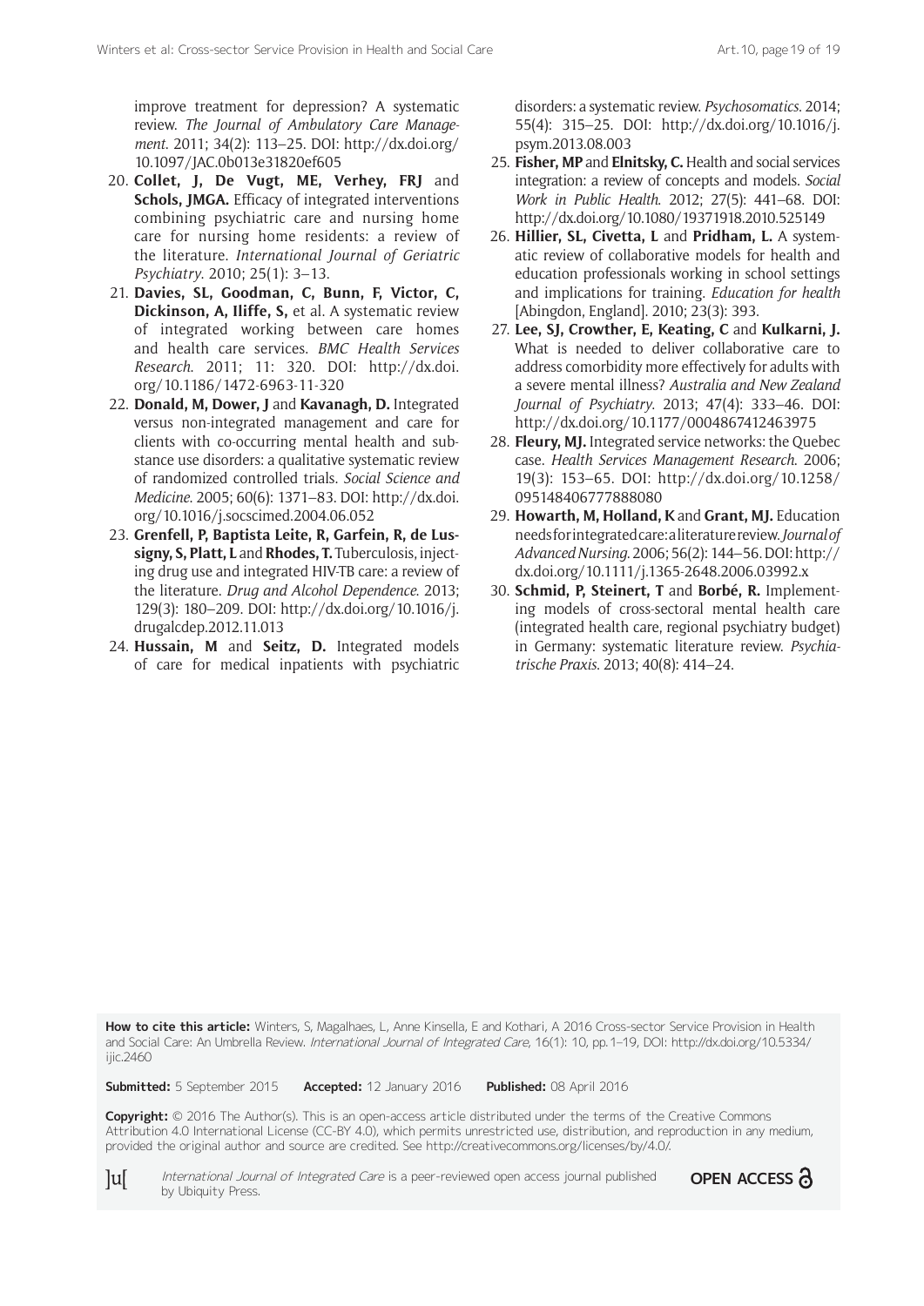improve treatment for depression? A systematic review. *The Journal of Ambulatory Care Management*. 2011; 34(2): 113–25. DOI: http://dx.doi.org/10.1097/JAC.0b013e31820ef605

20. **Collet, J, De Vugt, ME, Verhey, FRJ** and **Schols, JMGA.** Efficacy of integrated interventions combining psychiatric care and nursing home care for nursing home residents: a review of the literature. *International Journal of Geriatric Psychiatry*. 2010; 25(1): 3–13.
21. **Davies, SL, Goodman, C, Bunn, F, Victor, C, Dickinson, A, Iliffe, S,** et al. A systematic review of integrated working between care homes and health care services. *BMC Health Services Research*. 2011; 11: 320. DOI: http://dx.doi.org/10.1186/1472-6963-11-320
22. **Donald, M, Dower, J** and **Kavanagh, D.** Integrated versus non-integrated management and care for clients with co-occurring mental health and substance use disorders: a qualitative systematic review of randomized controlled trials. *Social Science and Medicine*. 2005; 60(6): 1371–83. DOI: http://dx.doi.org/10.1016/j.socscimed.2004.06.052
23. **Grenfell, P, Baptista Leite, R, Garfein, R, de Lussigny, S, Platt, L** and **Rhodes, T.** Tuberculosis, injecting drug use and integrated HIV-TB care: a review of the literature. *Drug and Alcohol Dependence*. 2013; 129(3): 180–209. DOI: http://dx.doi.org/10.1016/j.drugalcdep.2012.11.013
24. **Hussain, M** and **Seitz, D.** Integrated models of care for medical inpatients with psychiatric disorders: a systematic review. *Psychosomatics*. 2014; 55(4): 315–25. DOI: http://dx.doi.org/10.1016/j.psym.2013.08.003
25. **Fisher, MP** and **Elnitsky, C.** Health and social services integration: a review of concepts and models. *Social Work in Public Health*. 2012; 27(5): 441–68. DOI: http://dx.doi.org/10.1080/19371918.2010.525149
26. **Hillier, SL, Civetta, L** and **Pridham, L.** A systematic review of collaborative models for health and education professionals working in school settings and implications for training. *Education for health* [Abingdon, England]. 2010; 23(3): 393.
27. **Lee, SJ, Crowther, E, Keating, C** and **Kulkarni, J.** What is needed to deliver collaborative care to address comorbidity more effectively for adults with a severe mental illness? *Australia and New Zealand Journal of Psychiatry*. 2013; 47(4): 333–46. DOI: http://dx.doi.org/10.1177/0004867412463975
28. **Fleury, MJ.** Integrated service networks: the Quebec case. *Health Services Management Research*. 2006; 19(3): 153–65. DOI: http://dx.doi.org/10.1258/095148406777888080
29. **Howarth, M, Holland, K** and **Grant, MJ.** Education needs for integrated care: a literature review. *Journal of Advanced Nursing*. 2006; 56(2): 144–56. DOI: http://dx.doi.org/10.1111/j.1365-2648.2006.03992.x
30. **Schmid, P, Steinert, T** and **Borbé, R.** Implementing models of cross-sectoral mental health care (integrated health care, regional psychiatry budget) in Germany: systematic literature review. *Psychiatrische Praxis*. 2013; 40(8): 414–24.

**How to cite this article:** Winters, S, Magalhaes, L, Anne Kinsella, E and Kothari, A 2016 Cross-sector Service Provision in Health and Social Care: An Umbrella Review. *International Journal of Integrated Care*, 16(1): 10, pp. 1–19, DOI: http://dx.doi.org/10.5334/ijic.2460

**Submitted:** 5 September 2015 **Accepted:** 12 January 2016 **Published:** 08 April 2016

**Copyright:** © 2016 The Author(s). This is an open-access article distributed under the terms of the Creative Commons Attribution 4.0 International License (CC-BY 4.0), which permits unrestricted use, distribution, and reproduction in any medium, provided the original author and source are credited. See http://creativecommons.org/licenses/by/4.0/.

*International Journal of Integrated Care* is a peer-reviewed open access journal published by Ubiquity Press. **OPEN ACCESS**